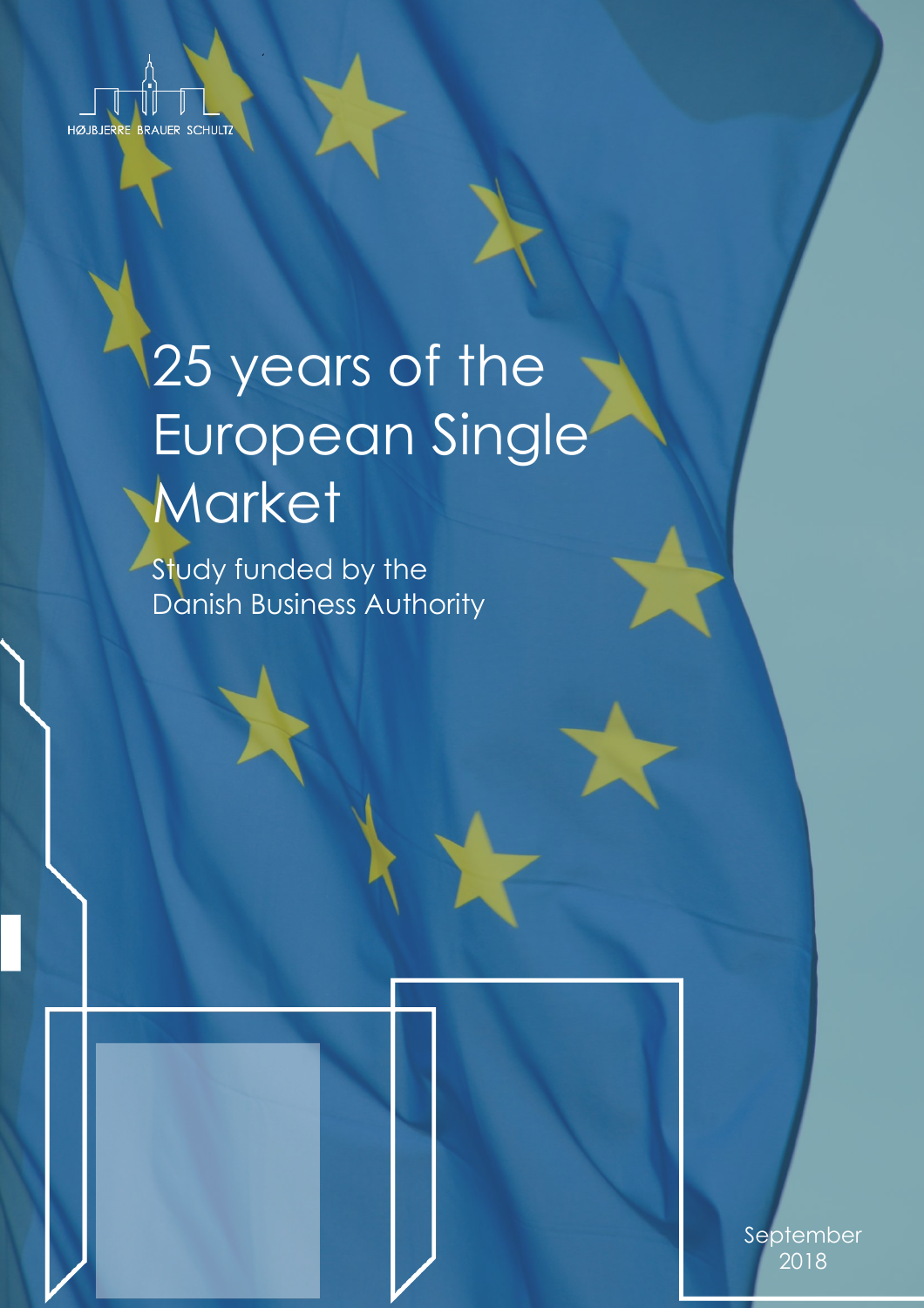HØJBJERRE BRAUER SCHULTZ

# 25 years of the European Single Market

Study funded by the Danish Business Authority

September 2018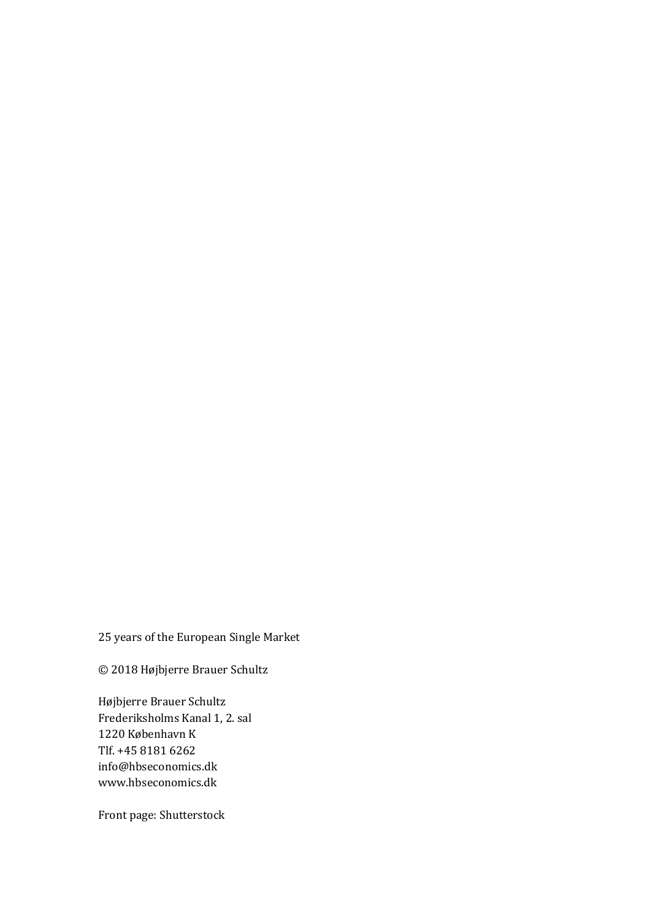25 years of the European Single Market

© 2018 Højbjerre Brauer Schultz

Højbjerre Brauer Schultz
Frederiksholms Kanal 1, 2. sal
1220 København K
Tlf. +45 8181 6262
info@hbseconomics.dk
www.hbseconomics.dk

Front page: Shutterstock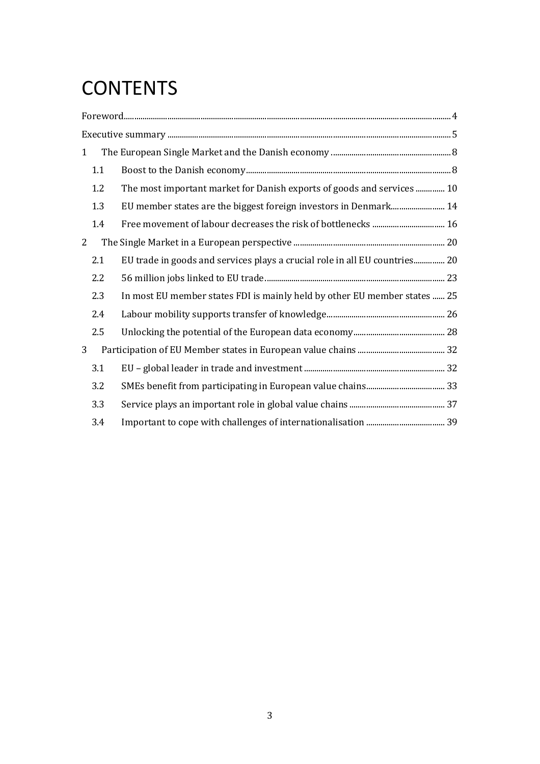# CONTENTS

Foreword.....4

Executive summary.....5

1 The European Single Market and the Danish economy.....8

- 1.1 Boost to the Danish economy.....8
- 1.2 The most important market for Danish exports of goods and services.....10
- 1.3 EU member states are the biggest foreign investors in Denmark.....14
- 1.4 Free movement of labour decreases the risk of bottlenecks.....16

2 The Single Market in a European perspective.....20

- 2.1 EU trade in goods and services plays a crucial role in all EU countries.....20
- 2.2 56 million jobs linked to EU trade.....23
- 2.3 In most EU member states FDI is mainly held by other EU member states.....25
- 2.4 Labour mobility supports transfer of knowledge.....26
- 2.5 Unlocking the potential of the European data economy.....28

3 Participation of EU Member states in European value chains.....32

- 3.1 EU – global leader in trade and investment.....32
- 3.2 SMEs benefit from participating in European value chains.....33
- 3.3 Service plays an important role in global value chains.....37
- 3.4 Important to cope with challenges of internationalisation.....39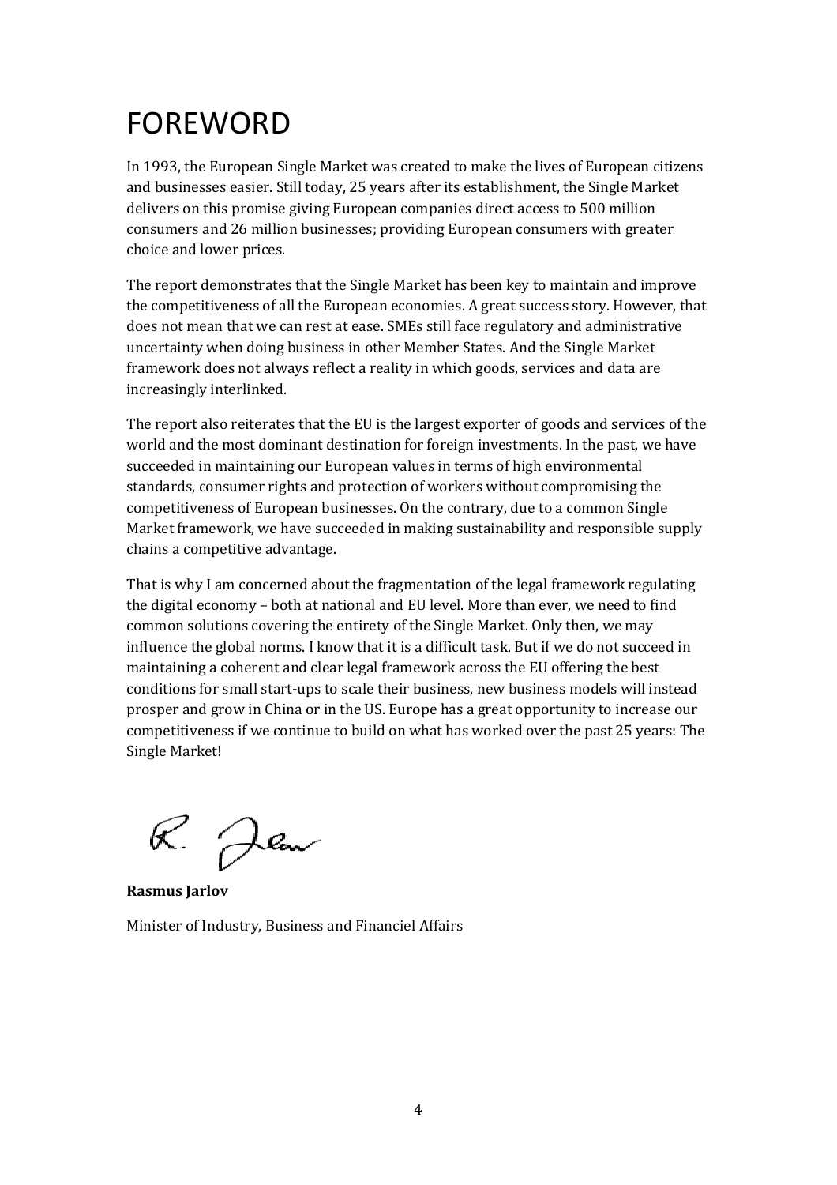# FOREWORD

In 1993, the European Single Market was created to make the lives of European citizens and businesses easier. Still today, 25 years after its establishment, the Single Market delivers on this promise giving European companies direct access to 500 million consumers and 26 million businesses; providing European consumers with greater choice and lower prices.

The report demonstrates that the Single Market has been key to maintain and improve the competitiveness of all the European economies. A great success story. However, that does not mean that we can rest at ease. SMEs still face regulatory and administrative uncertainty when doing business in other Member States. And the Single Market framework does not always reflect a reality in which goods, services and data are increasingly interlinked.

The report also reiterates that the EU is the largest exporter of goods and services of the world and the most dominant destination for foreign investments. In the past, we have succeeded in maintaining our European values in terms of high environmental standards, consumer rights and protection of workers without compromising the competitiveness of European businesses. On the contrary, due to a common Single Market framework, we have succeeded in making sustainability and responsible supply chains a competitive advantage.

That is why I am concerned about the fragmentation of the legal framework regulating the digital economy – both at national and EU level. More than ever, we need to find common solutions covering the entirety of the Single Market. Only then, we may influence the global norms. I know that it is a difficult task. But if we do not succeed in maintaining a coherent and clear legal framework across the EU offering the best conditions for small start-ups to scale their business, new business models will instead prosper and grow in China or in the US. Europe has a great opportunity to increase our competitiveness if we continue to build on what has worked over the past 25 years: The Single Market!

**Rasmus Jarlov**

Minister of Industry, Business and Financiel Affairs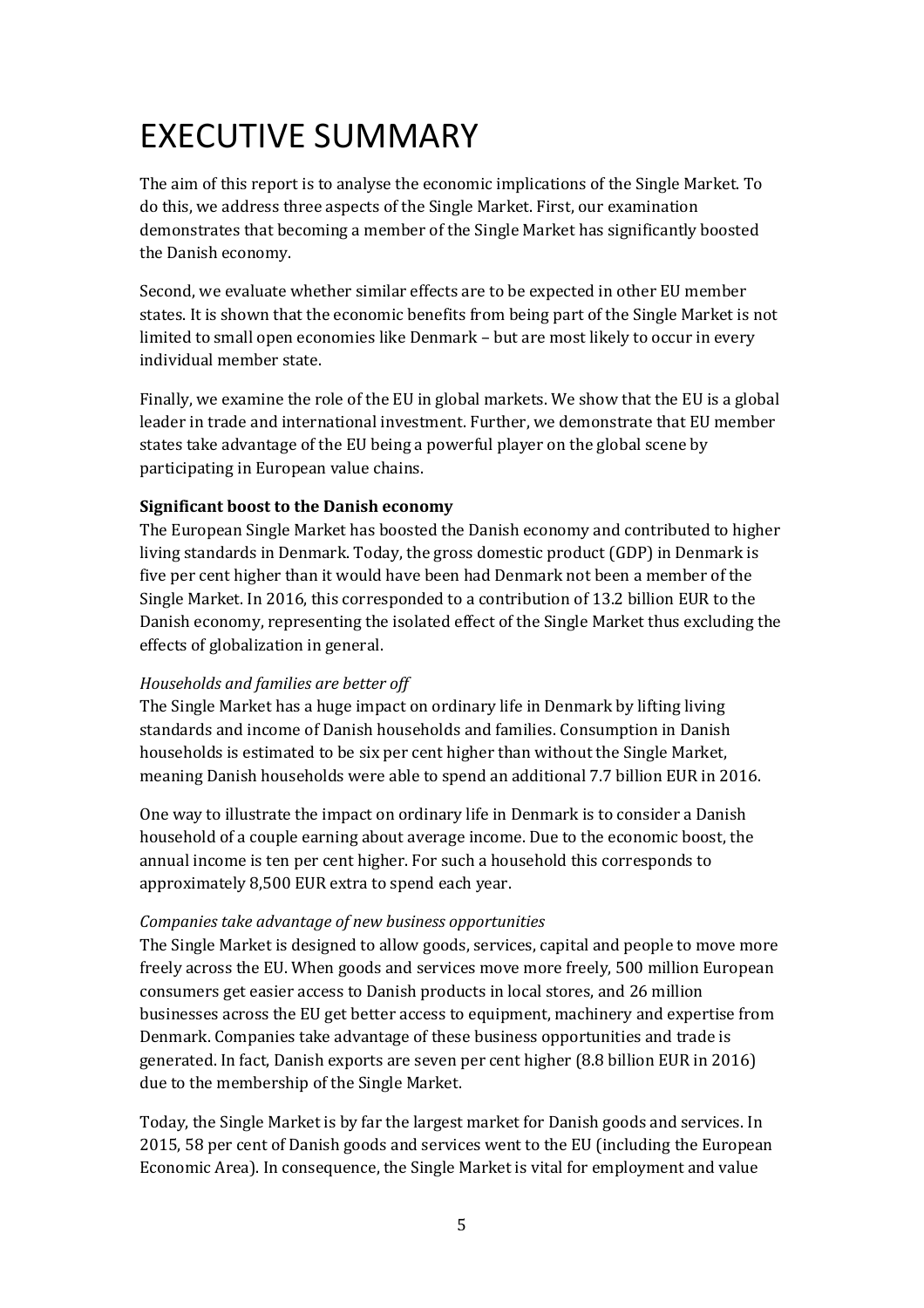# EXECUTIVE SUMMARY

The aim of this report is to analyse the economic implications of the Single Market. To do this, we address three aspects of the Single Market. First, our examination demonstrates that becoming a member of the Single Market has significantly boosted the Danish economy.

Second, we evaluate whether similar effects are to be expected in other EU member states. It is shown that the economic benefits from being part of the Single Market is not limited to small open economies like Denmark – but are most likely to occur in every individual member state.

Finally, we examine the role of the EU in global markets. We show that the EU is a global leader in trade and international investment. Further, we demonstrate that EU member states take advantage of the EU being a powerful player on the global scene by participating in European value chains.

**Significant boost to the Danish economy**

The European Single Market has boosted the Danish economy and contributed to higher living standards in Denmark. Today, the gross domestic product (GDP) in Denmark is five per cent higher than it would have been had Denmark not been a member of the Single Market. In 2016, this corresponded to a contribution of 13.2 billion EUR to the Danish economy, representing the isolated effect of the Single Market thus excluding the effects of globalization in general.

*Households and families are better off*

The Single Market has a huge impact on ordinary life in Denmark by lifting living standards and income of Danish households and families. Consumption in Danish households is estimated to be six per cent higher than without the Single Market, meaning Danish households were able to spend an additional 7.7 billion EUR in 2016.

One way to illustrate the impact on ordinary life in Denmark is to consider a Danish household of a couple earning about average income. Due to the economic boost, the annual income is ten per cent higher. For such a household this corresponds to approximately 8,500 EUR extra to spend each year.

*Companies take advantage of new business opportunities*

The Single Market is designed to allow goods, services, capital and people to move more freely across the EU. When goods and services move more freely, 500 million European consumers get easier access to Danish products in local stores, and 26 million businesses across the EU get better access to equipment, machinery and expertise from Denmark. Companies take advantage of these business opportunities and trade is generated. In fact, Danish exports are seven per cent higher (8.8 billion EUR in 2016) due to the membership of the Single Market.

Today, the Single Market is by far the largest market for Danish goods and services. In 2015, 58 per cent of Danish goods and services went to the EU (including the European Economic Area). In consequence, the Single Market is vital for employment and value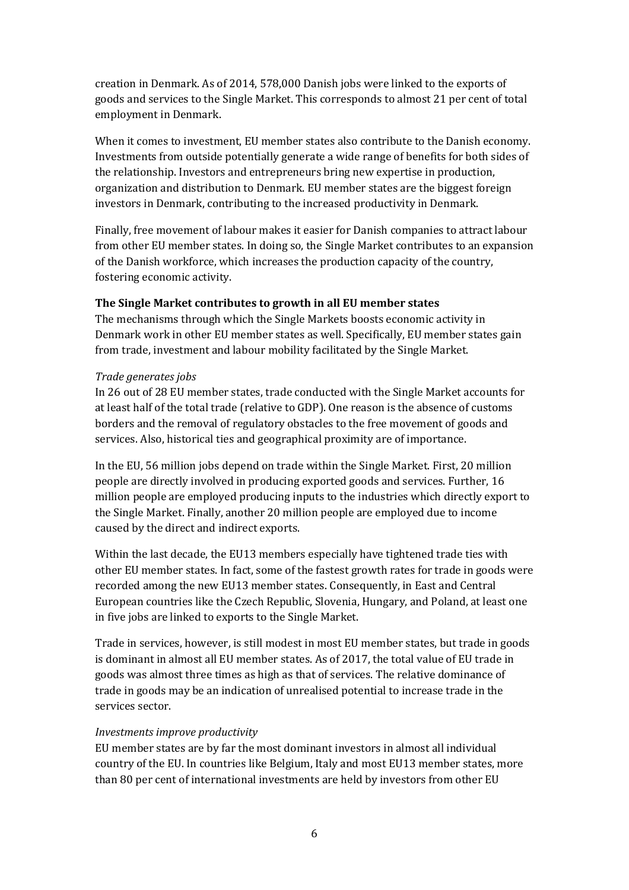creation in Denmark. As of 2014, 578,000 Danish jobs were linked to the exports of goods and services to the Single Market. This corresponds to almost 21 per cent of total employment in Denmark.

When it comes to investment, EU member states also contribute to the Danish economy. Investments from outside potentially generate a wide range of benefits for both sides of the relationship. Investors and entrepreneurs bring new expertise in production, organization and distribution to Denmark. EU member states are the biggest foreign investors in Denmark, contributing to the increased productivity in Denmark.

Finally, free movement of labour makes it easier for Danish companies to attract labour from other EU member states. In doing so, the Single Market contributes to an expansion of the Danish workforce, which increases the production capacity of the country, fostering economic activity.

**The Single Market contributes to growth in all EU member states**

The mechanisms through which the Single Markets boosts economic activity in Denmark work in other EU member states as well. Specifically, EU member states gain from trade, investment and labour mobility facilitated by the Single Market.

*Trade generates jobs*

In 26 out of 28 EU member states, trade conducted with the Single Market accounts for at least half of the total trade (relative to GDP). One reason is the absence of customs borders and the removal of regulatory obstacles to the free movement of goods and services. Also, historical ties and geographical proximity are of importance.

In the EU, 56 million jobs depend on trade within the Single Market. First, 20 million people are directly involved in producing exported goods and services. Further, 16 million people are employed producing inputs to the industries which directly export to the Single Market. Finally, another 20 million people are employed due to income caused by the direct and indirect exports.

Within the last decade, the EU13 members especially have tightened trade ties with other EU member states. In fact, some of the fastest growth rates for trade in goods were recorded among the new EU13 member states. Consequently, in East and Central European countries like the Czech Republic, Slovenia, Hungary, and Poland, at least one in five jobs are linked to exports to the Single Market.

Trade in services, however, is still modest in most EU member states, but trade in goods is dominant in almost all EU member states. As of 2017, the total value of EU trade in goods was almost three times as high as that of services. The relative dominance of trade in goods may be an indication of unrealised potential to increase trade in the services sector.

*Investments improve productivity*

EU member states are by far the most dominant investors in almost all individual country of the EU. In countries like Belgium, Italy and most EU13 member states, more than 80 per cent of international investments are held by investors from other EU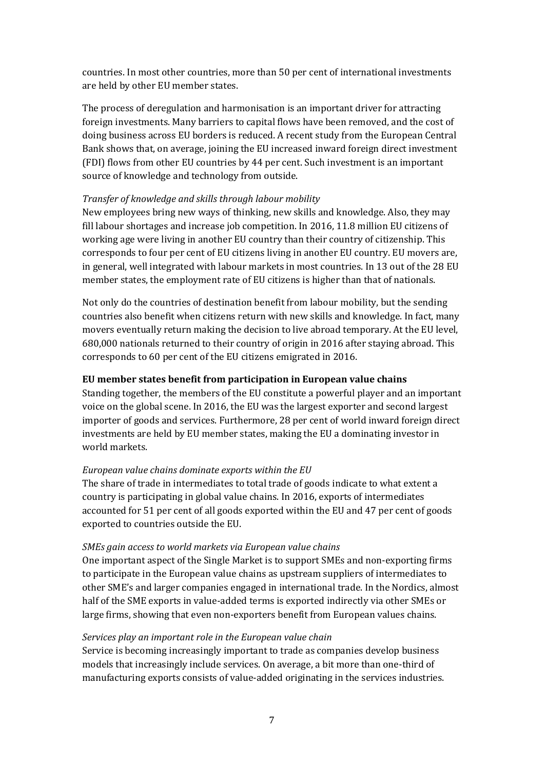countries. In most other countries, more than 50 per cent of international investments are held by other EU member states.

The process of deregulation and harmonisation is an important driver for attracting foreign investments. Many barriers to capital flows have been removed, and the cost of doing business across EU borders is reduced. A recent study from the European Central Bank shows that, on average, joining the EU increased inward foreign direct investment (FDI) flows from other EU countries by 44 per cent. Such investment is an important source of knowledge and technology from outside.

*Transfer of knowledge and skills through labour mobility*

New employees bring new ways of thinking, new skills and knowledge. Also, they may fill labour shortages and increase job competition. In 2016, 11.8 million EU citizens of working age were living in another EU country than their country of citizenship. This corresponds to four per cent of EU citizens living in another EU country. EU movers are, in general, well integrated with labour markets in most countries. In 13 out of the 28 EU member states, the employment rate of EU citizens is higher than that of nationals.

Not only do the countries of destination benefit from labour mobility, but the sending countries also benefit when citizens return with new skills and knowledge. In fact, many movers eventually return making the decision to live abroad temporary. At the EU level, 680,000 nationals returned to their country of origin in 2016 after staying abroad. This corresponds to 60 per cent of the EU citizens emigrated in 2016.

**EU member states benefit from participation in European value chains**

Standing together, the members of the EU constitute a powerful player and an important voice on the global scene. In 2016, the EU was the largest exporter and second largest importer of goods and services. Furthermore, 28 per cent of world inward foreign direct investments are held by EU member states, making the EU a dominating investor in world markets.

*European value chains dominate exports within the EU*

The share of trade in intermediates to total trade of goods indicate to what extent a country is participating in global value chains. In 2016, exports of intermediates accounted for 51 per cent of all goods exported within the EU and 47 per cent of goods exported to countries outside the EU.

*SMEs gain access to world markets via European value chains*

One important aspect of the Single Market is to support SMEs and non-exporting firms to participate in the European value chains as upstream suppliers of intermediates to other SME's and larger companies engaged in international trade. In the Nordics, almost half of the SME exports in value-added terms is exported indirectly via other SMEs or large firms, showing that even non-exporters benefit from European values chains.

*Services play an important role in the European value chain*

Service is becoming increasingly important to trade as companies develop business models that increasingly include services. On average, a bit more than one-third of manufacturing exports consists of value-added originating in the services industries.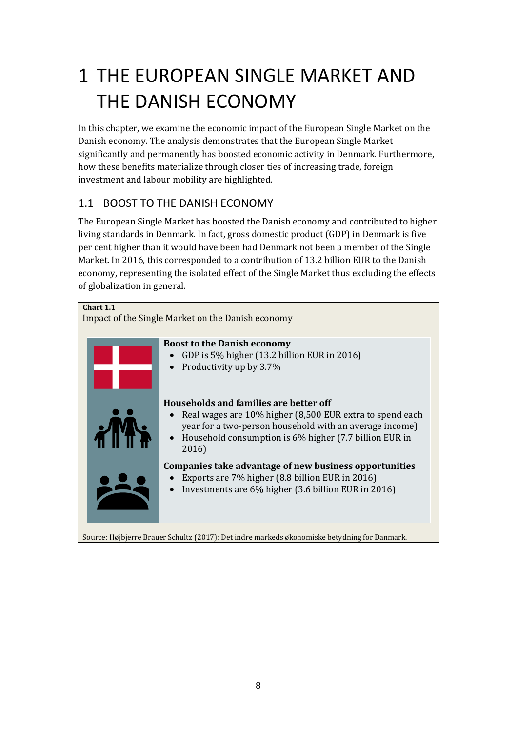# 1 THE EUROPEAN SINGLE MARKET AND THE DANISH ECONOMY

In this chapter, we examine the economic impact of the European Single Market on the Danish economy. The analysis demonstrates that the European Single Market significantly and permanently has boosted economic activity in Denmark. Furthermore, how these benefits materialize through closer ties of increasing trade, foreign investment and labour mobility are highlighted.

## 1.1 BOOST TO THE DANISH ECONOMY

The European Single Market has boosted the Danish economy and contributed to higher living standards in Denmark. In fact, gross domestic product (GDP) in Denmark is five per cent higher than it would have been had Denmark not been a member of the Single Market. In 2016, this corresponded to a contribution of 13.2 billion EUR to the Danish economy, representing the isolated effect of the Single Market thus excluding the effects of globalization in general.

**Chart 1.1**
Impact of the Single Market on the Danish economy

**Boost to the Danish economy**
- GDP is 5% higher (13.2 billion EUR in 2016)
- Productivity up by 3.7%

**Households and families are better off**
- Real wages are 10% higher (8,500 EUR extra to spend each year for a two-person household with an average income)
- Household consumption is 6% higher (7.7 billion EUR in 2016)

**Companies take advantage of new business opportunities**
- Exports are 7% higher (8.8 billion EUR in 2016)
- Investments are 6% higher (3.6 billion EUR in 2016)

Source: Højbjerre Brauer Schultz (2017): Det indre markeds økonomiske betydning for Danmark.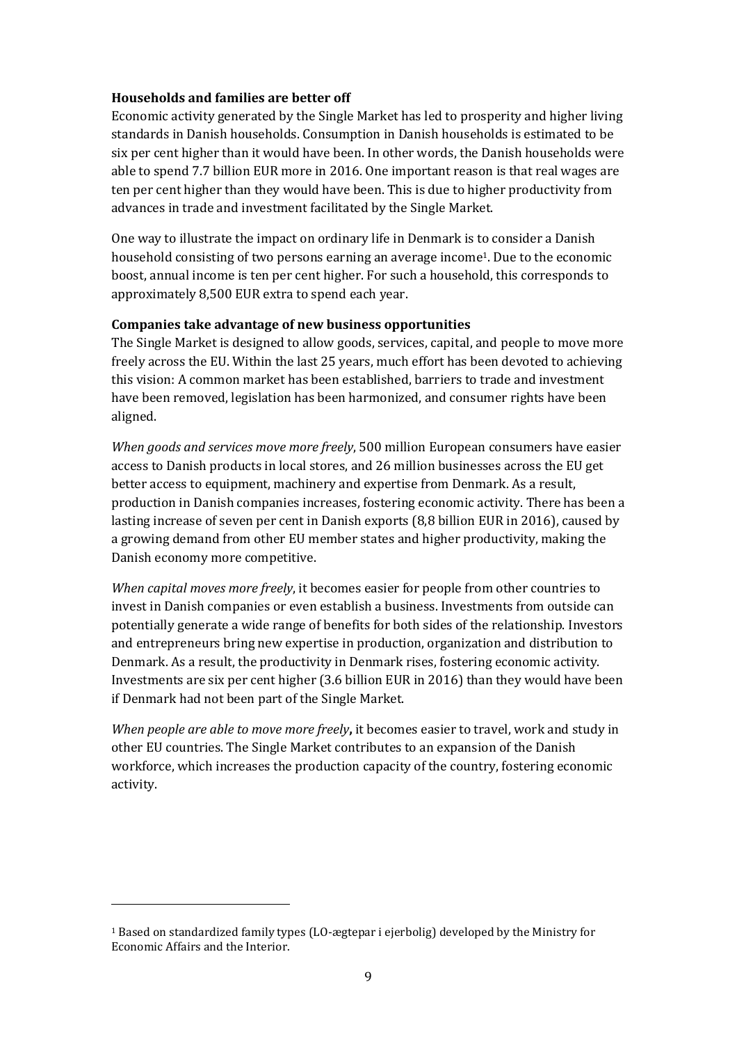**Households and families are better off**

Economic activity generated by the Single Market has led to prosperity and higher living standards in Danish households. Consumption in Danish households is estimated to be six per cent higher than it would have been. In other words, the Danish households were able to spend 7.7 billion EUR more in 2016. One important reason is that real wages are ten per cent higher than they would have been. This is due to higher productivity from advances in trade and investment facilitated by the Single Market.

One way to illustrate the impact on ordinary life in Denmark is to consider a Danish household consisting of two persons earning an average income[1]. Due to the economic boost, annual income is ten per cent higher. For such a household, this corresponds to approximately 8,500 EUR extra to spend each year.

**Companies take advantage of new business opportunities**

The Single Market is designed to allow goods, services, capital, and people to move more freely across the EU. Within the last 25 years, much effort has been devoted to achieving this vision: A common market has been established, barriers to trade and investment have been removed, legislation has been harmonized, and consumer rights have been aligned.

*When goods and services move more freely*, 500 million European consumers have easier access to Danish products in local stores, and 26 million businesses across the EU get better access to equipment, machinery and expertise from Denmark. As a result, production in Danish companies increases, fostering economic activity. There has been a lasting increase of seven per cent in Danish exports (8,8 billion EUR in 2016), caused by a growing demand from other EU member states and higher productivity, making the Danish economy more competitive.

*When capital moves more freely*, it becomes easier for people from other countries to invest in Danish companies or even establish a business. Investments from outside can potentially generate a wide range of benefits for both sides of the relationship. Investors and entrepreneurs bring new expertise in production, organization and distribution to Denmark. As a result, the productivity in Denmark rises, fostering economic activity. Investments are six per cent higher (3.6 billion EUR in 2016) than they would have been if Denmark had not been part of the Single Market.

*When people are able to move more freely***,** it becomes easier to travel, work and study in other EU countries. The Single Market contributes to an expansion of the Danish workforce, which increases the production capacity of the country, fostering economic activity.

---

[1] Based on standardized family types (LO-ægtepar i ejerbolig) developed by the Ministry for Economic Affairs and the Interior.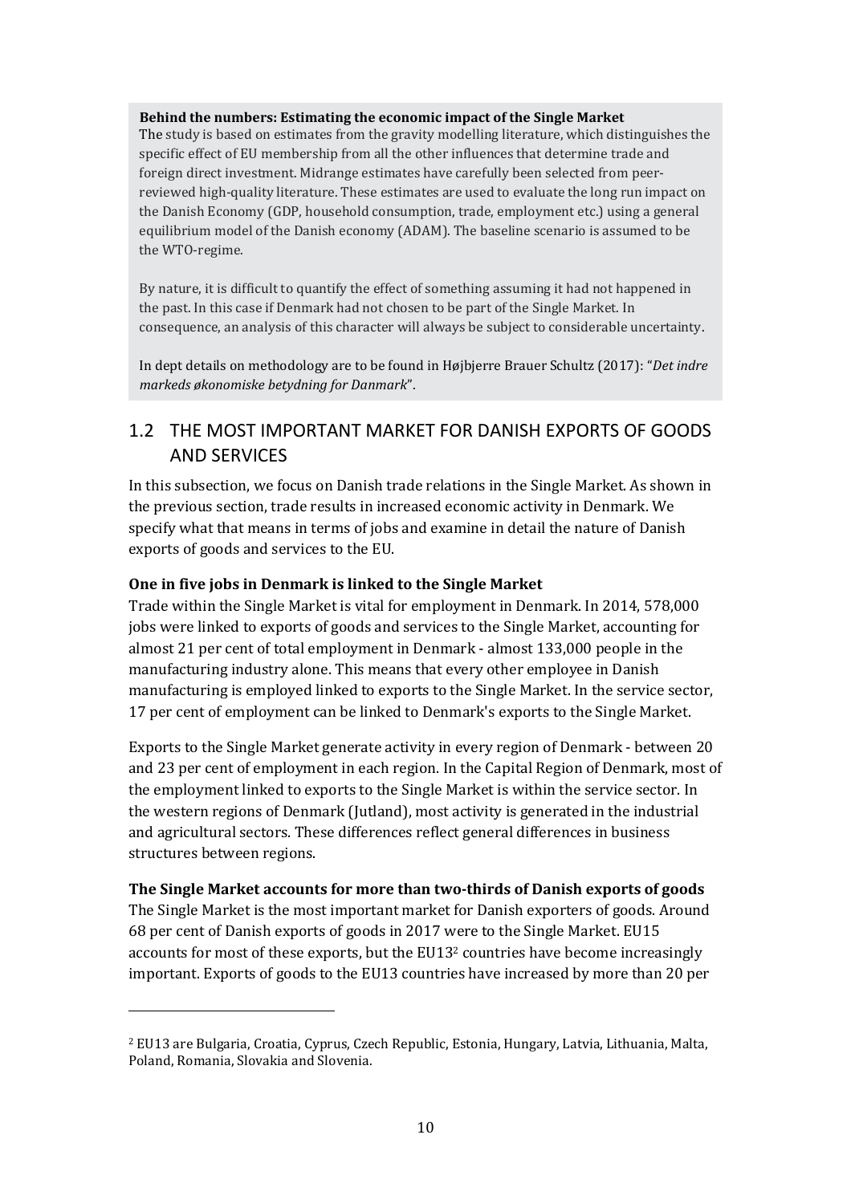**Behind the numbers: Estimating the economic impact of the Single Market**

The study is based on estimates from the gravity modelling literature, which distinguishes the specific effect of EU membership from all the other influences that determine trade and foreign direct investment. Midrange estimates have carefully been selected from peer-reviewed high-quality literature. These estimates are used to evaluate the long run impact on the Danish Economy (GDP, household consumption, trade, employment etc.) using a general equilibrium model of the Danish economy (ADAM). The baseline scenario is assumed to be the WTO-regime.

By nature, it is difficult to quantify the effect of something assuming it had not happened in the past. In this case if Denmark had not chosen to be part of the Single Market. In consequence, an analysis of this character will always be subject to considerable uncertainty.

In dept details on methodology are to be found in Højbjerre Brauer Schultz (2017): "*Det indre markeds økonomiske betydning for Danmark*".

## 1.2 THE MOST IMPORTANT MARKET FOR DANISH EXPORTS OF GOODS AND SERVICES

In this subsection, we focus on Danish trade relations in the Single Market. As shown in the previous section, trade results in increased economic activity in Denmark. We specify what that means in terms of jobs and examine in detail the nature of Danish exports of goods and services to the EU.

**One in five jobs in Denmark is linked to the Single Market**

Trade within the Single Market is vital for employment in Denmark. In 2014, 578,000 jobs were linked to exports of goods and services to the Single Market, accounting for almost 21 per cent of total employment in Denmark - almost 133,000 people in the manufacturing industry alone. This means that every other employee in Danish manufacturing is employed linked to exports to the Single Market. In the service sector, 17 per cent of employment can be linked to Denmark's exports to the Single Market.

Exports to the Single Market generate activity in every region of Denmark - between 20 and 23 per cent of employment in each region. In the Capital Region of Denmark, most of the employment linked to exports to the Single Market is within the service sector. In the western regions of Denmark (Jutland), most activity is generated in the industrial and agricultural sectors. These differences reflect general differences in business structures between regions.

**The Single Market accounts for more than two-thirds of Danish exports of goods**

The Single Market is the most important market for Danish exporters of goods. Around 68 per cent of Danish exports of goods in 2017 were to the Single Market. EU15 accounts for most of these exports, but the EU13[2] countries have become increasingly important. Exports of goods to the EU13 countries have increased by more than 20 per

---

[2] EU13 are Bulgaria, Croatia, Cyprus, Czech Republic, Estonia, Hungary, Latvia, Lithuania, Malta, Poland, Romania, Slovakia and Slovenia.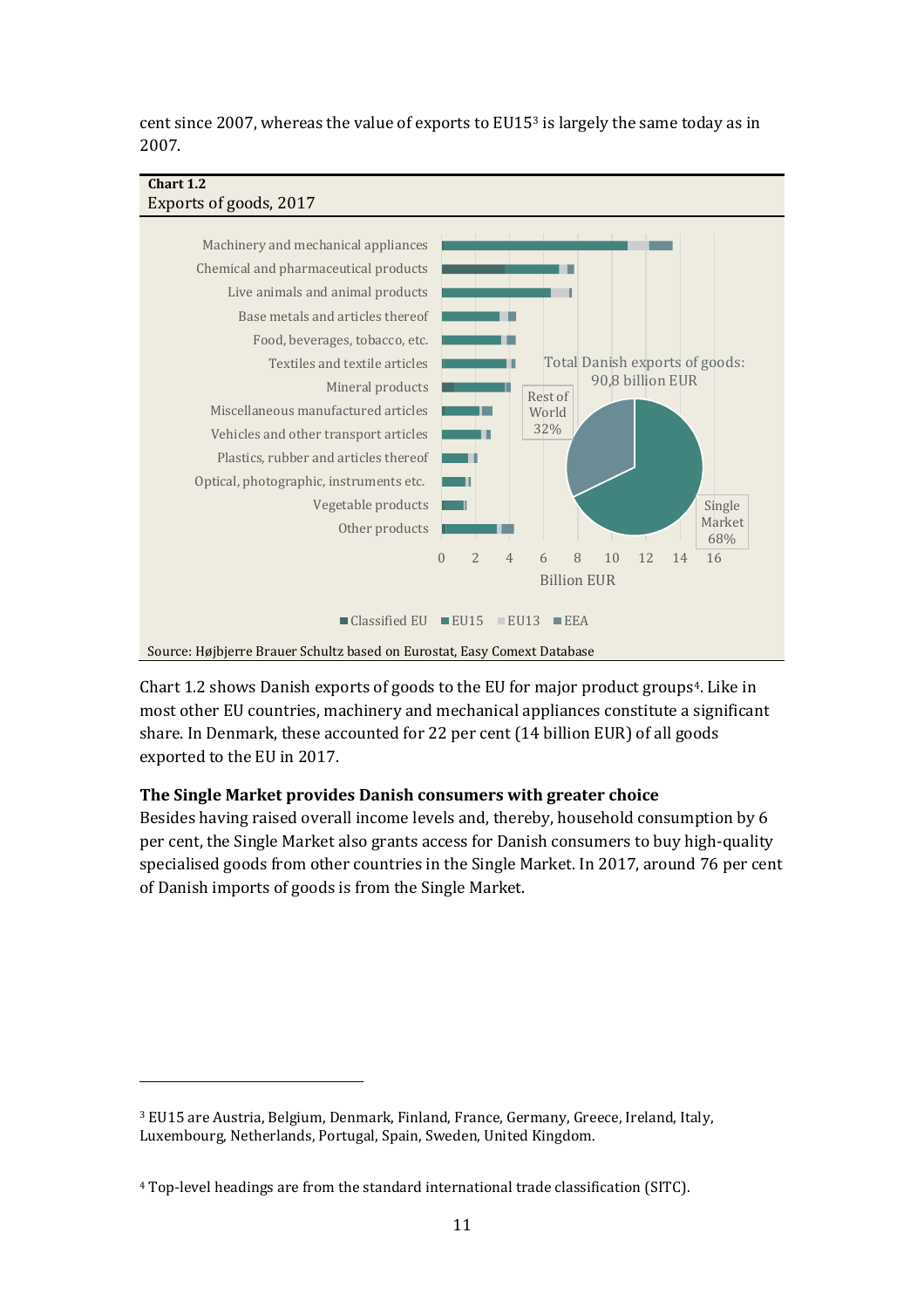cent since 2007, whereas the value of exports to EU15[3] is largely the same today as in 2007.

**Chart 1.2**
Exports of goods, 2017

Machinery and mechanical appliances
Chemical and pharmaceutical products
Live animals and animal products
Base metals and articles thereof
Food, beverages, tobacco, etc.
Textiles and textile articles
Mineral products
Miscellaneous manufactured articles
Vehicles and other transport articles
Plastics, rubber and articles thereof
Optical, photographic, instruments etc.
Vegetable products
Other products

0 2 4 6 8 10 12 14 16
Billion EUR

Total Danish exports of goods: 90,8 billion EUR

Rest of World 32%

Single Market 68%

Classified EU ■ EU15 ■ EU13 ■ EEA

Source: Højbjerre Brauer Schultz based on Eurostat, Easy Comext Database

Chart 1.2 shows Danish exports of goods to the EU for major product groups[4]. Like in most other EU countries, machinery and mechanical appliances constitute a significant share. In Denmark, these accounted for 22 per cent (14 billion EUR) of all goods exported to the EU in 2017.

**The Single Market provides Danish consumers with greater choice**

Besides having raised overall income levels and, thereby, household consumption by 6 per cent, the Single Market also grants access for Danish consumers to buy high-quality specialised goods from other countries in the Single Market. In 2017, around 76 per cent of Danish imports of goods is from the Single Market.

---

[3] EU15 are Austria, Belgium, Denmark, Finland, France, Germany, Greece, Ireland, Italy, Luxembourg, Netherlands, Portugal, Spain, Sweden, United Kingdom.

[4] Top-level headings are from the standard international trade classification (SITC).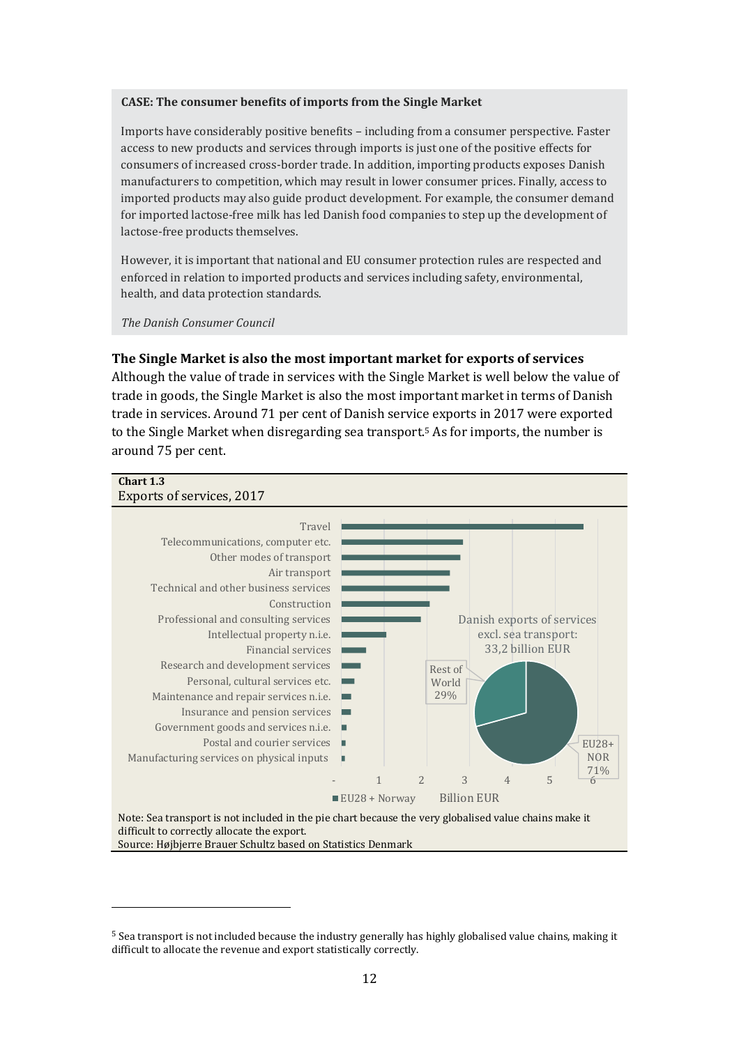**CASE: The consumer benefits of imports from the Single Market**

Imports have considerably positive benefits – including from a consumer perspective. Faster access to new products and services through imports is just one of the positive effects for consumers of increased cross-border trade. In addition, importing products exposes Danish manufacturers to competition, which may result in lower consumer prices. Finally, access to imported products may also guide product development. For example, the consumer demand for imported lactose-free milk has led Danish food companies to step up the development of lactose-free products themselves.

However, it is important that national and EU consumer protection rules are respected and enforced in relation to imported products and services including safety, environmental, health, and data protection standards.

*The Danish Consumer Council*

**The Single Market is also the most important market for exports of services**

Although the value of trade in services with the Single Market is well below the value of trade in goods, the Single Market is also the most important market in terms of Danish trade in services. Around 71 per cent of Danish service exports in 2017 were exported to the Single Market when disregarding sea transport.[5] As for imports, the number is around 75 per cent.

**Chart 1.3**
Exports of services, 2017

Categories (EU28 + Norway, Billion EUR): Travel; Telecommunications, computer etc.; Other modes of transport; Air transport; Technical and other business services; Construction; Professional and consulting services; Intellectual property n.i.e.; Financial services; Research and development services; Personal, cultural services etc.; Maintenance and repair services n.i.e.; Insurance and pension services; Government goods and services n.i.e.; Postal and courier services; Manufacturing services on physical inputs

Danish exports of services excl. sea transport: 33,2 billion EUR

Rest of World 29%
EU28+ NOR 71%

Note: Sea transport is not included in the pie chart because the very globalised value chains make it difficult to correctly allocate the export.
Source: Højbjerre Brauer Schultz based on Statistics Denmark

[5] Sea transport is not included because the industry generally has highly globalised value chains, making it difficult to allocate the revenue and export statistically correctly.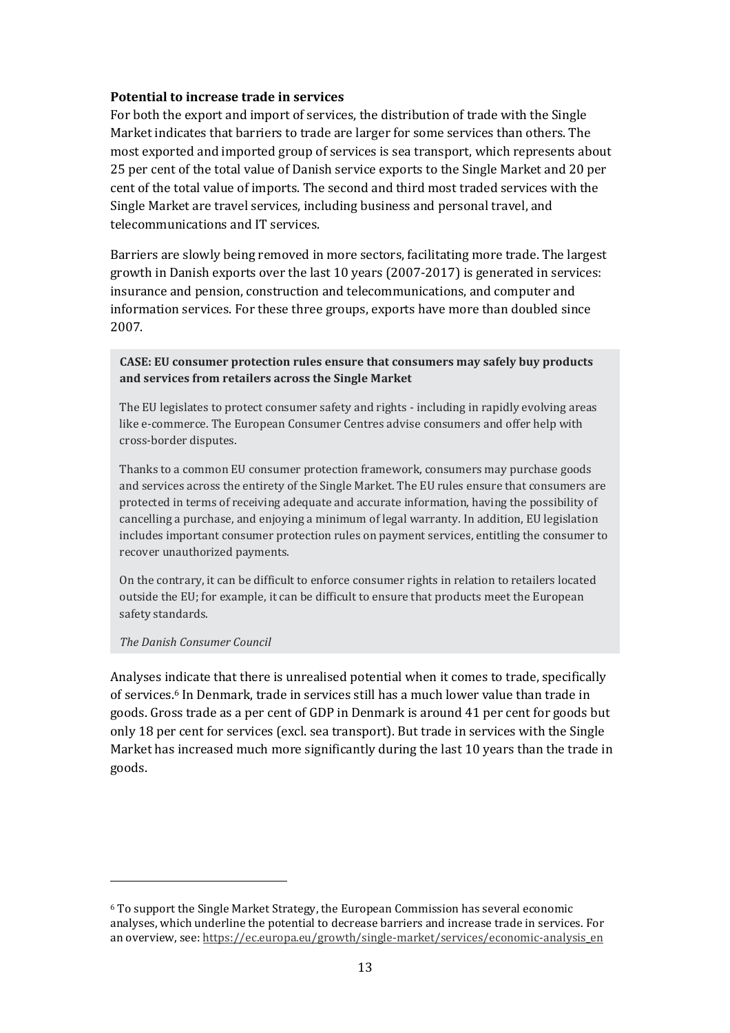**Potential to increase trade in services**

For both the export and import of services, the distribution of trade with the Single Market indicates that barriers to trade are larger for some services than others. The most exported and imported group of services is sea transport, which represents about 25 per cent of the total value of Danish service exports to the Single Market and 20 per cent of the total value of imports. The second and third most traded services with the Single Market are travel services, including business and personal travel, and telecommunications and IT services.

Barriers are slowly being removed in more sectors, facilitating more trade. The largest growth in Danish exports over the last 10 years (2007-2017) is generated in services: insurance and pension, construction and telecommunications, and computer and information services. For these three groups, exports have more than doubled since 2007.

> **CASE: EU consumer protection rules ensure that consumers may safely buy products and services from retailers across the Single Market**
>
> The EU legislates to protect consumer safety and rights - including in rapidly evolving areas like e-commerce. The European Consumer Centres advise consumers and offer help with cross-border disputes.
>
> Thanks to a common EU consumer protection framework, consumers may purchase goods and services across the entirety of the Single Market. The EU rules ensure that consumers are protected in terms of receiving adequate and accurate information, having the possibility of cancelling a purchase, and enjoying a minimum of legal warranty. In addition, EU legislation includes important consumer protection rules on payment services, entitling the consumer to recover unauthorized payments.
>
> On the contrary, it can be difficult to enforce consumer rights in relation to retailers located outside the EU; for example, it can be difficult to ensure that products meet the European safety standards.
>
> *The Danish Consumer Council*

Analyses indicate that there is unrealised potential when it comes to trade, specifically of services.[6] In Denmark, trade in services still has a much lower value than trade in goods. Gross trade as a per cent of GDP in Denmark is around 41 per cent for goods but only 18 per cent for services (excl. sea transport). But trade in services with the Single Market has increased much more significantly during the last 10 years than the trade in goods.

---

[6] To support the Single Market Strategy, the European Commission has several economic analyses, which underline the potential to decrease barriers and increase trade in services. For an overview, see: https://ec.europa.eu/growth/single-market/services/economic-analysis_en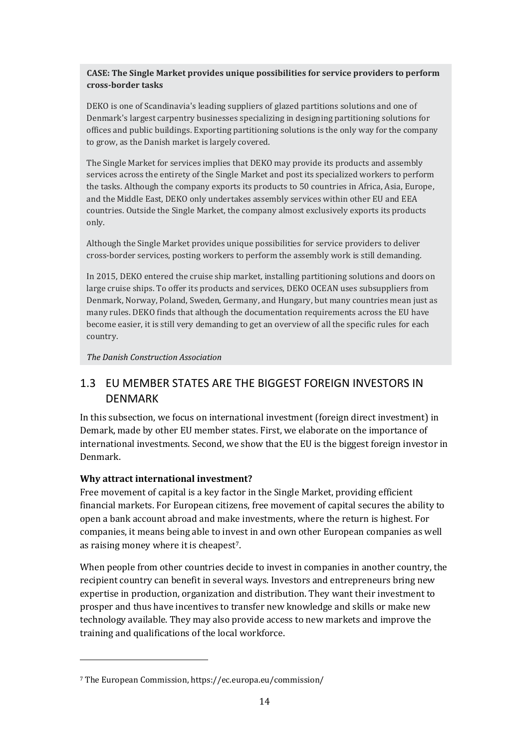**CASE: The Single Market provides unique possibilities for service providers to perform cross-border tasks**

DEKO is one of Scandinavia's leading suppliers of glazed partitions solutions and one of Denmark's largest carpentry businesses specializing in designing partitioning solutions for offices and public buildings. Exporting partitioning solutions is the only way for the company to grow, as the Danish market is largely covered.

The Single Market for services implies that DEKO may provide its products and assembly services across the entirety of the Single Market and post its specialized workers to perform the tasks. Although the company exports its products to 50 countries in Africa, Asia, Europe, and the Middle East, DEKO only undertakes assembly services within other EU and EEA countries. Outside the Single Market, the company almost exclusively exports its products only.

Although the Single Market provides unique possibilities for service providers to deliver cross-border services, posting workers to perform the assembly work is still demanding.

In 2015, DEKO entered the cruise ship market, installing partitioning solutions and doors on large cruise ships. To offer its products and services, DEKO OCEAN uses subsuppliers from Denmark, Norway, Poland, Sweden, Germany, and Hungary, but many countries mean just as many rules. DEKO finds that although the documentation requirements across the EU have become easier, it is still very demanding to get an overview of all the specific rules for each country.

*The Danish Construction Association*

## 1.3 EU MEMBER STATES ARE THE BIGGEST FOREIGN INVESTORS IN DENMARK

In this subsection, we focus on international investment (foreign direct investment) in Demark, made by other EU member states. First, we elaborate on the importance of international investments. Second, we show that the EU is the biggest foreign investor in Denmark.

**Why attract international investment?**

Free movement of capital is a key factor in the Single Market, providing efficient financial markets. For European citizens, free movement of capital secures the ability to open a bank account abroad and make investments, where the return is highest. For companies, it means being able to invest in and own other European companies as well as raising money where it is cheapest[7].

When people from other countries decide to invest in companies in another country, the recipient country can benefit in several ways. Investors and entrepreneurs bring new expertise in production, organization and distribution. They want their investment to prosper and thus have incentives to transfer new knowledge and skills or make new technology available. They may also provide access to new markets and improve the training and qualifications of the local workforce.

[7] The European Commission, https://ec.europa.eu/commission/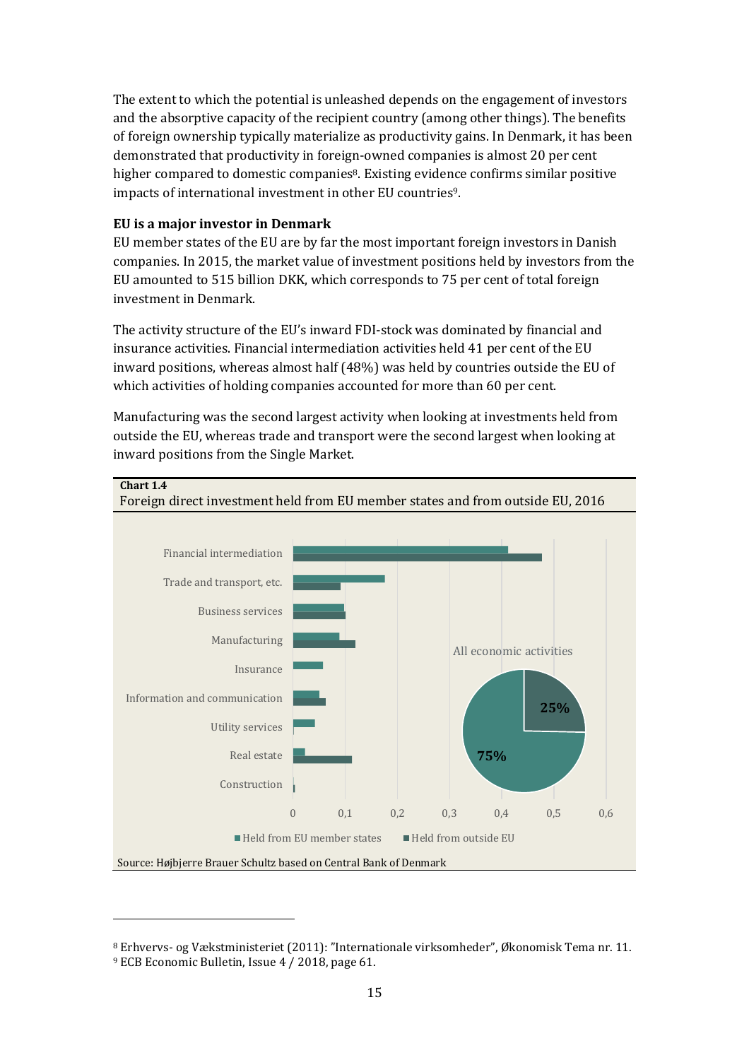The extent to which the potential is unleashed depends on the engagement of investors and the absorptive capacity of the recipient country (among other things). The benefits of foreign ownership typically materialize as productivity gains. In Denmark, it has been demonstrated that productivity in foreign-owned companies is almost 20 per cent higher compared to domestic companies[8]. Existing evidence confirms similar positive impacts of international investment in other EU countries[9].

**EU is a major investor in Denmark**

EU member states of the EU are by far the most important foreign investors in Danish companies. In 2015, the market value of investment positions held by investors from the EU amounted to 515 billion DKK, which corresponds to 75 per cent of total foreign investment in Denmark.

The activity structure of the EU's inward FDI-stock was dominated by financial and insurance activities. Financial intermediation activities held 41 per cent of the EU inward positions, whereas almost half (48%) was held by countries outside the EU of which activities of holding companies accounted for more than 60 per cent.

Manufacturing was the second largest activity when looking at investments held from outside the EU, whereas trade and transport were the second largest when looking at inward positions from the Single Market.

**Chart 1.4**
Foreign direct investment held from EU member states and from outside EU, 2016

Financial intermediation
Trade and transport, etc.
Business services
Manufacturing
Insurance
Information and communication
Utility services
Real estate
Construction

0 0,1 0,2 0,3 0,4 0,5 0,6

All economic activities

25%

75%

Held from EU member states ■ Held from outside EU

Source: Højbjerre Brauer Schultz based on Central Bank of Denmark

---

[8] Erhvervs- og Vækstministeriet (2011): "Internationale virksomheder", Økonomisk Tema nr. 11.

[9] ECB Economic Bulletin, Issue 4 / 2018, page 61.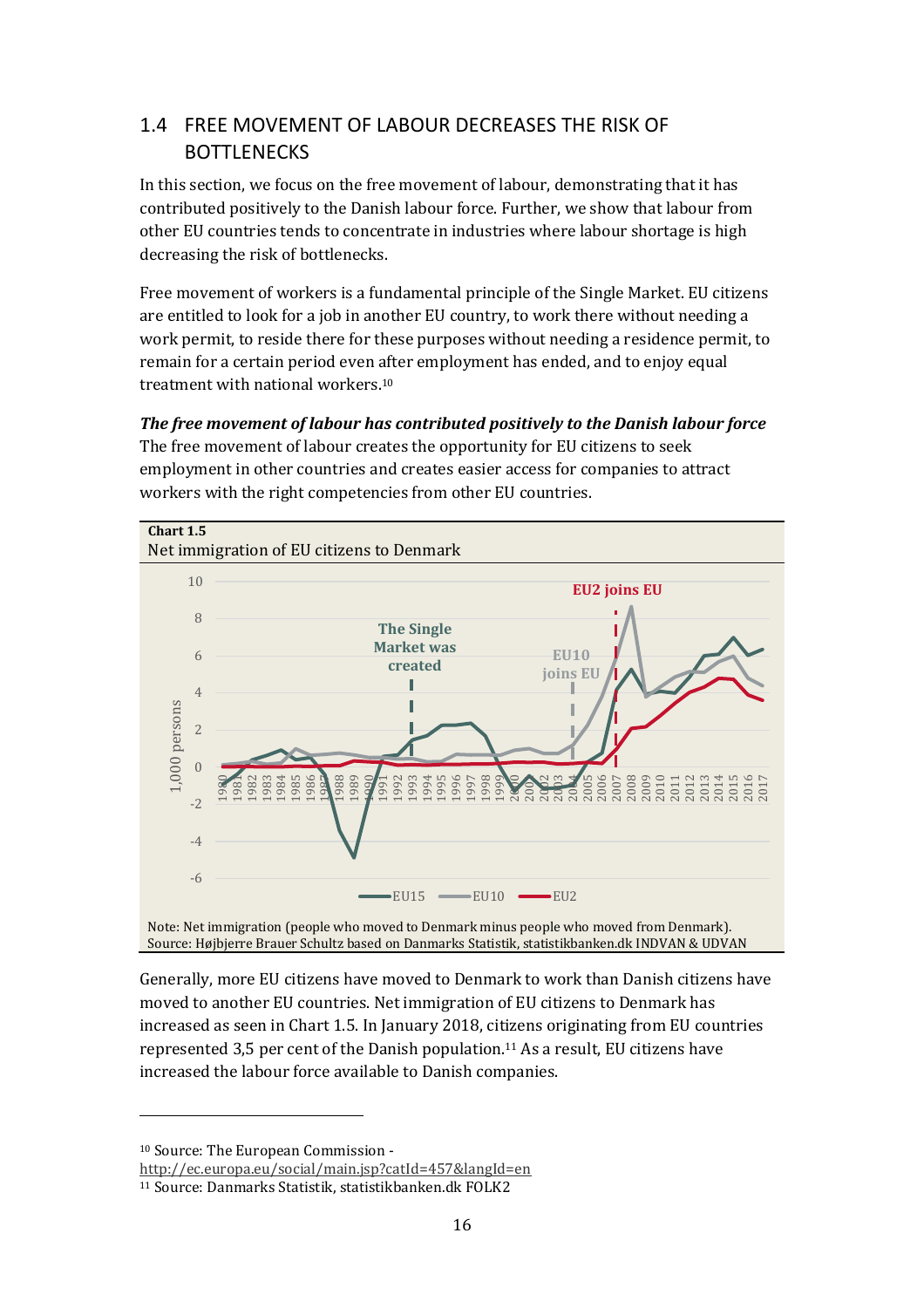## 1.4 FREE MOVEMENT OF LABOUR DECREASES THE RISK OF BOTTLENECKS

In this section, we focus on the free movement of labour, demonstrating that it has contributed positively to the Danish labour force. Further, we show that labour from other EU countries tends to concentrate in industries where labour shortage is high decreasing the risk of bottlenecks.

Free movement of workers is a fundamental principle of the Single Market. EU citizens are entitled to look for a job in another EU country, to work there without needing a work permit, to reside there for these purposes without needing a residence permit, to remain for a certain period even after employment has ended, and to enjoy equal treatment with national workers.[10]

***The free movement of labour has contributed positively to the Danish labour force***

The free movement of labour creates the opportunity for EU citizens to seek employment in other countries and creates easier access for companies to attract workers with the right competencies from other EU countries.

**Chart 1.5**

Net immigration of EU citizens to Denmark

Note: Net immigration (people who moved to Denmark minus people who moved from Denmark).
Source: Højbjerre Brauer Schultz based on Danmarks Statistik, statistikbanken.dk INDVAN & UDVAN

Generally, more EU citizens have moved to Denmark to work than Danish citizens have moved to another EU countries. Net immigration of EU citizens to Denmark has increased as seen in Chart 1.5. In January 2018, citizens originating from EU countries represented 3,5 per cent of the Danish population.[11] As a result, EU citizens have increased the labour force available to Danish companies.

---

[10] Source: The European Commission - http://ec.europa.eu/social/main.jsp?catId=457&langId=en

[11] Source: Danmarks Statistik, statistikbanken.dk FOLK2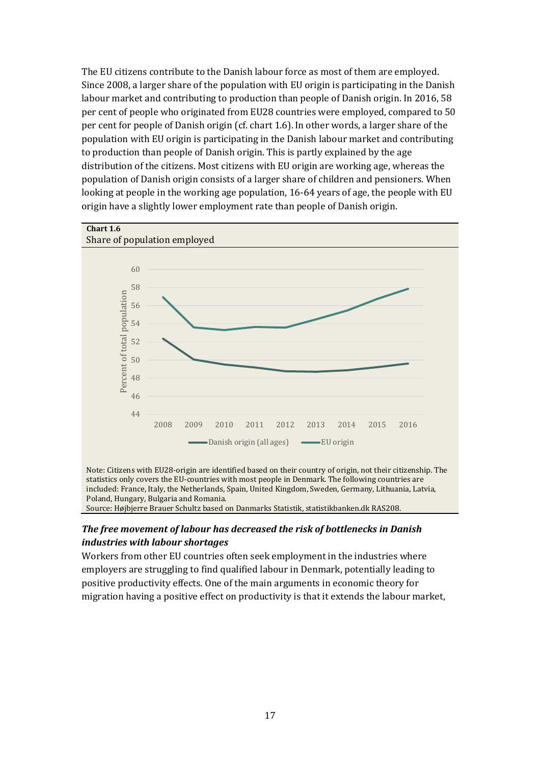The EU citizens contribute to the Danish labour force as most of them are employed. Since 2008, a larger share of the population with EU origin is participating in the Danish labour market and contributing to production than people of Danish origin. In 2016, 58 per cent of people who originated from EU28 countries were employed, compared to 50 per cent for people of Danish origin (cf. chart 1.6). In other words, a larger share of the population with EU origin is participating in the Danish labour market and contributing to production than people of Danish origin. This is partly explained by the age distribution of the citizens. Most citizens with EU origin are working age, whereas the population of Danish origin consists of a larger share of children and pensioners. When looking at people in the working age population, 16-64 years of age, the people with EU origin have a slightly lower employment rate than people of Danish origin.

**Chart 1.6**

Share of population employed

Note: Citizens with EU28-origin are identified based on their country of origin, not their citizenship. The statistics only covers the EU-countries with most people in Denmark. The following countries are included: France, Italy, the Netherlands, Spain, United Kingdom, Sweden, Germany, Lithuania, Latvia, Poland, Hungary, Bulgaria and Romania.

Source: Højbjerre Brauer Schultz based on Danmarks Statistik, statistikbanken.dk RAS208.

***The free movement of labour has decreased the risk of bottlenecks in Danish industries with labour shortages***

Workers from other EU countries often seek employment in the industries where employers are struggling to find qualified labour in Denmark, potentially leading to positive productivity effects. One of the main arguments in economic theory for migration having a positive effect on productivity is that it extends the labour market,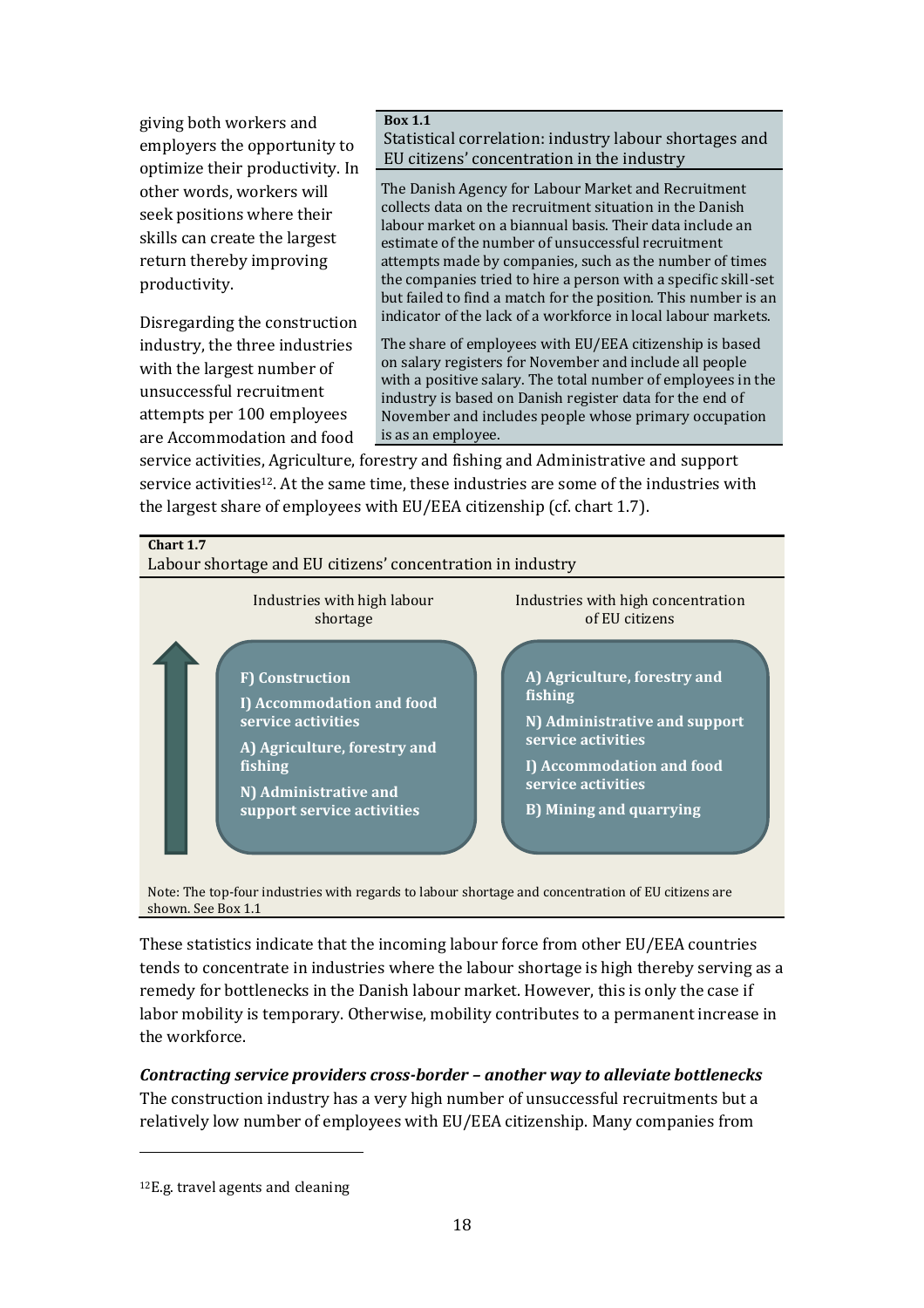giving both workers and employers the opportunity to optimize their productivity. In other words, workers will seek positions where their skills can create the largest return thereby improving productivity.

Disregarding the construction industry, the three industries with the largest number of unsuccessful recruitment attempts per 100 employees are Accommodation and food service activities, Agriculture, forestry and fishing and Administrative and support service activities[12]. At the same time, these industries are some of the industries with the largest share of employees with EU/EEA citizenship (cf. chart 1.7).

**Box 1.1**

Statistical correlation: industry labour shortages and EU citizens' concentration in the industry

The Danish Agency for Labour Market and Recruitment collects data on the recruitment situation in the Danish labour market on a biannual basis. Their data include an estimate of the number of unsuccessful recruitment attempts made by companies, such as the number of times the companies tried to hire a person with a specific skill-set but failed to find a match for the position. This number is an indicator of the lack of a workforce in local labour markets.

The share of employees with EU/EEA citizenship is based on salary registers for November and include all people with a positive salary. The total number of employees in the industry is based on Danish register data for the end of November and includes people whose primary occupation is as an employee.

**Chart 1.7**

Labour shortage and EU citizens' concentration in industry

| Industries with high labour shortage | Industries with high concentration of EU citizens |
|---|---|
| **F) Construction** | **A) Agriculture, forestry and fishing** |
| **I) Accommodation and food service activities** | **N) Administrative and support service activities** |
| **A) Agriculture, forestry and fishing** | **I) Accommodation and food service activities** |
| **N) Administrative and support service activities** | **B) Mining and quarrying** |

Note: The top-four industries with regards to labour shortage and concentration of EU citizens are shown. See Box 1.1

These statistics indicate that the incoming labour force from other EU/EEA countries tends to concentrate in industries where the labour shortage is high thereby serving as a remedy for bottlenecks in the Danish labour market. However, this is only the case if labor mobility is temporary. Otherwise, mobility contributes to a permanent increase in the workforce.

***Contracting service providers cross-border – another way to alleviate bottlenecks***

The construction industry has a very high number of unsuccessful recruitments but a relatively low number of employees with EU/EEA citizenship. Many companies from

[12] E.g. travel agents and cleaning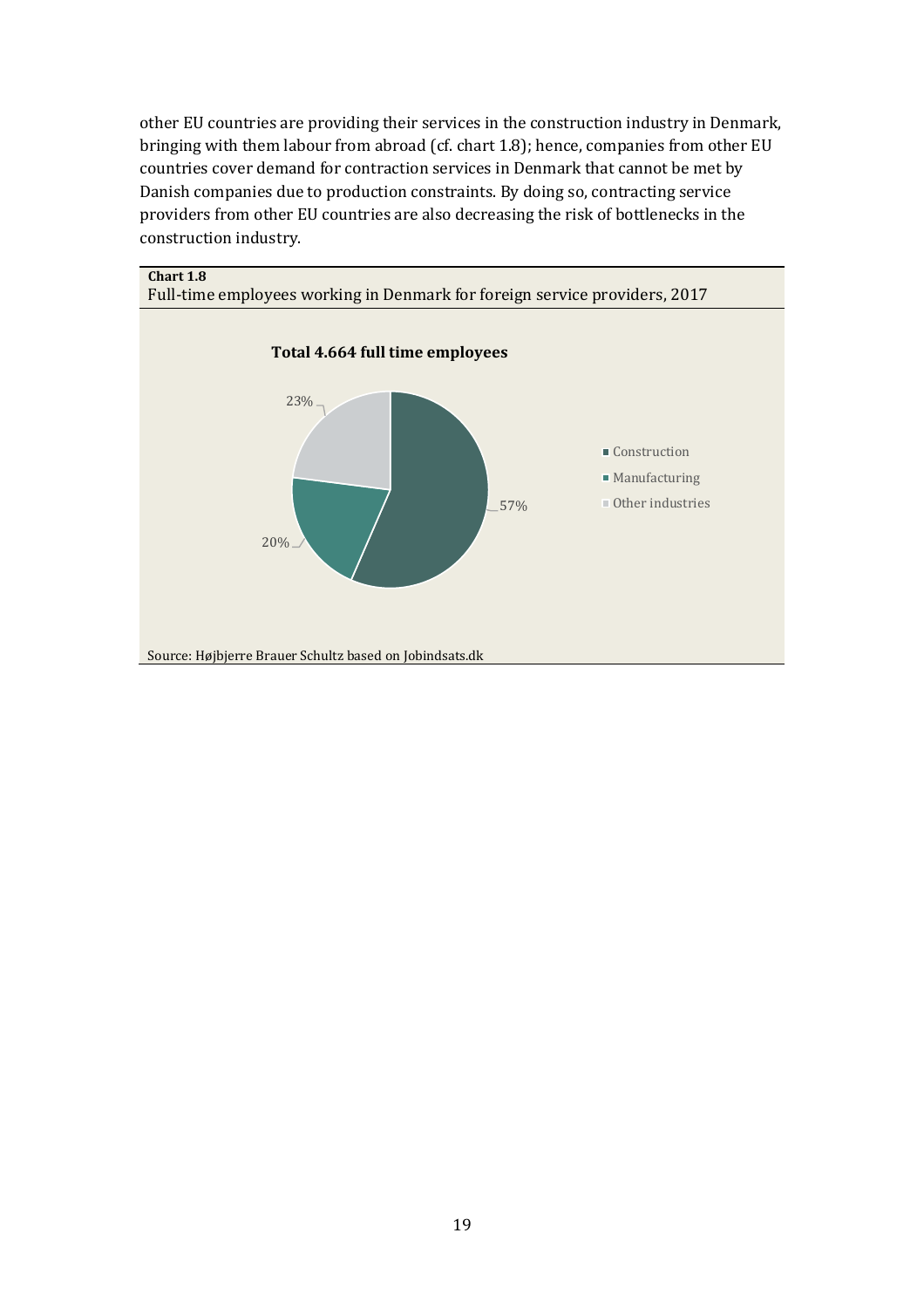other EU countries are providing their services in the construction industry in Denmark, bringing with them labour from abroad (cf. chart 1.8); hence, companies from other EU countries cover demand for contraction services in Denmark that cannot be met by Danish companies due to production constraints. By doing so, contracting service providers from other EU countries are also decreasing the risk of bottlenecks in the construction industry.

**Chart 1.8**
Full-time employees working in Denmark for foreign service providers, 2017

**Total 4.664 full time employees**

| Industry | Share |
|---|---|
| Construction | 57% |
| Manufacturing | 20% |
| Other industries | 23% |

Source: Højbjerre Brauer Schultz based on Jobindsats.dk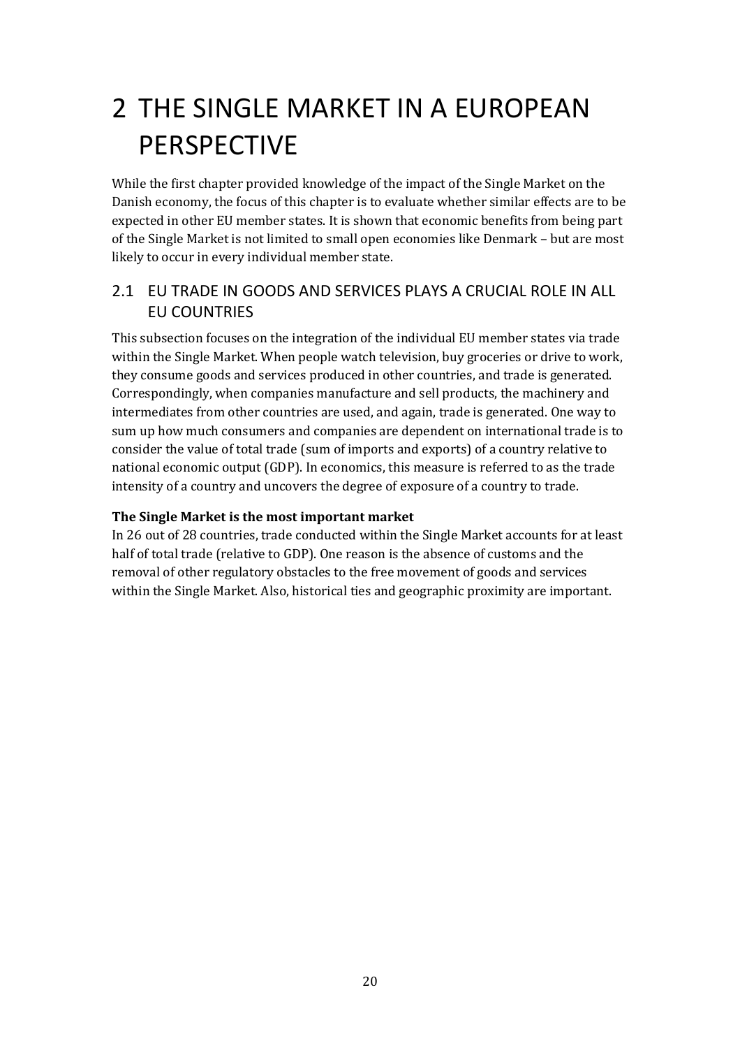# 2 THE SINGLE MARKET IN A EUROPEAN PERSPECTIVE

While the first chapter provided knowledge of the impact of the Single Market on the Danish economy, the focus of this chapter is to evaluate whether similar effects are to be expected in other EU member states. It is shown that economic benefits from being part of the Single Market is not limited to small open economies like Denmark – but are most likely to occur in every individual member state.

## 2.1 EU TRADE IN GOODS AND SERVICES PLAYS A CRUCIAL ROLE IN ALL EU COUNTRIES

This subsection focuses on the integration of the individual EU member states via trade within the Single Market. When people watch television, buy groceries or drive to work, they consume goods and services produced in other countries, and trade is generated. Correspondingly, when companies manufacture and sell products, the machinery and intermediates from other countries are used, and again, trade is generated. One way to sum up how much consumers and companies are dependent on international trade is to consider the value of total trade (sum of imports and exports) of a country relative to national economic output (GDP). In economics, this measure is referred to as the trade intensity of a country and uncovers the degree of exposure of a country to trade.

**The Single Market is the most important market**

In 26 out of 28 countries, trade conducted within the Single Market accounts for at least half of total trade (relative to GDP). One reason is the absence of customs and the removal of other regulatory obstacles to the free movement of goods and services within the Single Market. Also, historical ties and geographic proximity are important.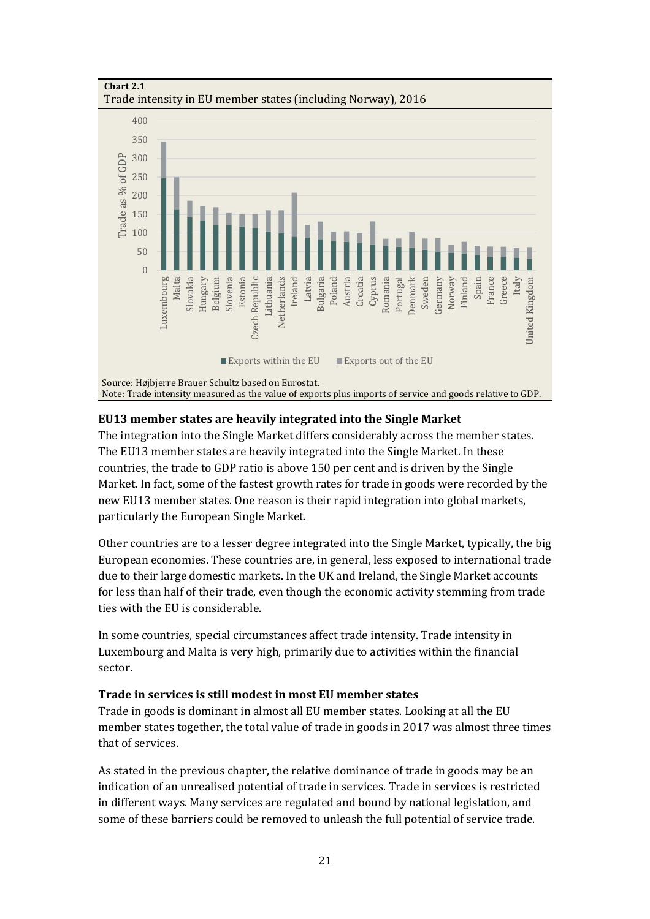**Chart 2.1**
Trade intensity in EU member states (including Norway), 2016

Source: Højbjerre Brauer Schultz based on Eurostat.
Note: Trade intensity measured as the value of exports plus imports of service and goods relative to GDP.

### EU13 member states are heavily integrated into the Single Market

The integration into the Single Market differs considerably across the member states. The EU13 member states are heavily integrated into the Single Market. In these countries, the trade to GDP ratio is above 150 per cent and is driven by the Single Market. In fact, some of the fastest growth rates for trade in goods were recorded by the new EU13 member states. One reason is their rapid integration into global markets, particularly the European Single Market.

Other countries are to a lesser degree integrated into the Single Market, typically, the big European economies. These countries are, in general, less exposed to international trade due to their large domestic markets. In the UK and Ireland, the Single Market accounts for less than half of their trade, even though the economic activity stemming from trade ties with the EU is considerable.

In some countries, special circumstances affect trade intensity. Trade intensity in Luxembourg and Malta is very high, primarily due to activities within the financial sector.

### Trade in services is still modest in most EU member states

Trade in goods is dominant in almost all EU member states. Looking at all the EU member states together, the total value of trade in goods in 2017 was almost three times that of services.

As stated in the previous chapter, the relative dominance of trade in goods may be an indication of an unrealised potential of trade in services. Trade in services is restricted in different ways. Many services are regulated and bound by national legislation, and some of these barriers could be removed to unleash the full potential of service trade.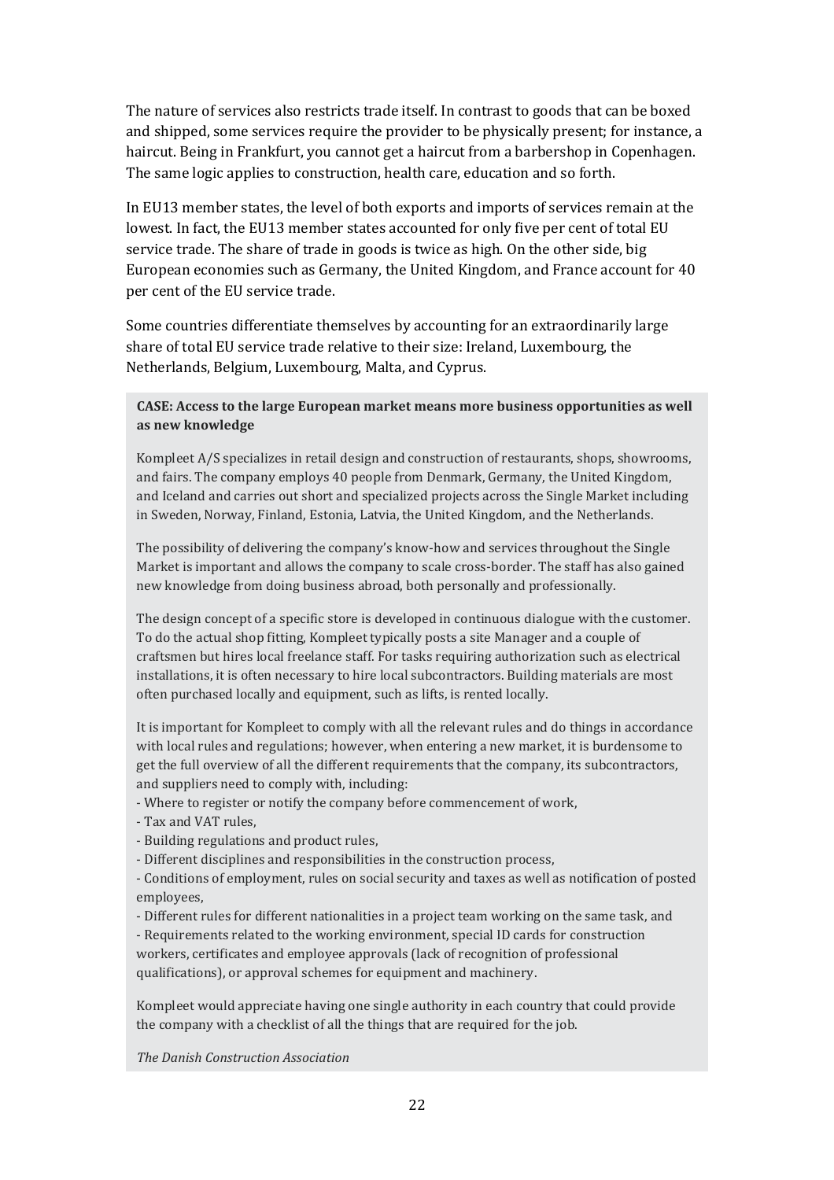The nature of services also restricts trade itself. In contrast to goods that can be boxed and shipped, some services require the provider to be physically present; for instance, a haircut. Being in Frankfurt, you cannot get a haircut from a barbershop in Copenhagen. The same logic applies to construction, health care, education and so forth.

In EU13 member states, the level of both exports and imports of services remain at the lowest. In fact, the EU13 member states accounted for only five per cent of total EU service trade. The share of trade in goods is twice as high. On the other side, big European economies such as Germany, the United Kingdom, and France account for 40 per cent of the EU service trade.

Some countries differentiate themselves by accounting for an extraordinarily large share of total EU service trade relative to their size: Ireland, Luxembourg, the Netherlands, Belgium, Luxembourg, Malta, and Cyprus.

**CASE: Access to the large European market means more business opportunities as well as new knowledge**

Kompleet A/S specializes in retail design and construction of restaurants, shops, showrooms, and fairs. The company employs 40 people from Denmark, Germany, the United Kingdom, and Iceland and carries out short and specialized projects across the Single Market including in Sweden, Norway, Finland, Estonia, Latvia, the United Kingdom, and the Netherlands.

The possibility of delivering the company's know-how and services throughout the Single Market is important and allows the company to scale cross-border. The staff has also gained new knowledge from doing business abroad, both personally and professionally.

The design concept of a specific store is developed in continuous dialogue with the customer. To do the actual shop fitting, Kompleet typically posts a site Manager and a couple of craftsmen but hires local freelance staff. For tasks requiring authorization such as electrical installations, it is often necessary to hire local subcontractors. Building materials are most often purchased locally and equipment, such as lifts, is rented locally.

It is important for Kompleet to comply with all the relevant rules and do things in accordance with local rules and regulations; however, when entering a new market, it is burdensome to get the full overview of all the different requirements that the company, its subcontractors, and suppliers need to comply with, including:

- Where to register or notify the company before commencement of work,
- Tax and VAT rules,
- Building regulations and product rules,
- Different disciplines and responsibilities in the construction process,
- Conditions of employment, rules on social security and taxes as well as notification of posted employees,
- Different rules for different nationalities in a project team working on the same task, and
- Requirements related to the working environment, special ID cards for construction workers, certificates and employee approvals (lack of recognition of professional qualifications), or approval schemes for equipment and machinery.

Kompleet would appreciate having one single authority in each country that could provide the company with a checklist of all the things that are required for the job.

*The Danish Construction Association*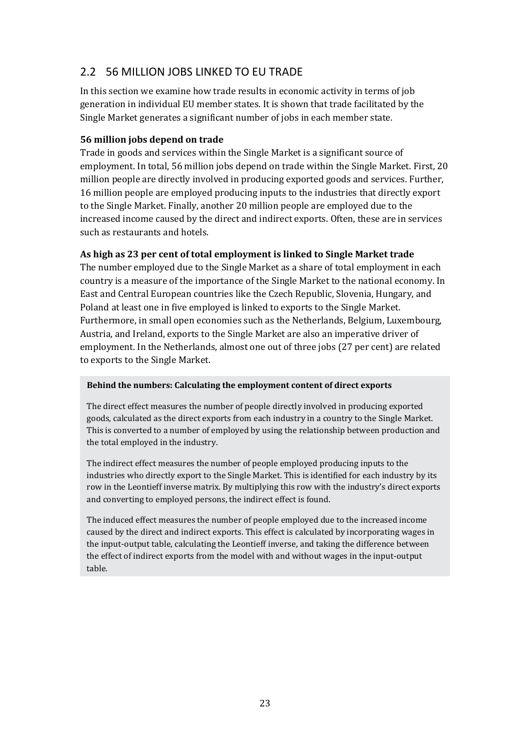## 2.2 56 MILLION JOBS LINKED TO EU TRADE

In this section we examine how trade results in economic activity in terms of job generation in individual EU member states. It is shown that trade facilitated by the Single Market generates a significant number of jobs in each member state.

**56 million jobs depend on trade**

Trade in goods and services within the Single Market is a significant source of employment. In total, 56 million jobs depend on trade within the Single Market. First, 20 million people are directly involved in producing exported goods and services. Further, 16 million people are employed producing inputs to the industries that directly export to the Single Market. Finally, another 20 million people are employed due to the increased income caused by the direct and indirect exports. Often, these are in services such as restaurants and hotels.

**As high as 23 per cent of total employment is linked to Single Market trade**

The number employed due to the Single Market as a share of total employment in each country is a measure of the importance of the Single Market to the national economy. In East and Central European countries like the Czech Republic, Slovenia, Hungary, and Poland at least one in five employed is linked to exports to the Single Market. Furthermore, in small open economies such as the Netherlands, Belgium, Luxembourg, Austria, and Ireland, exports to the Single Market are also an imperative driver of employment. In the Netherlands, almost one out of three jobs (27 per cent) are related to exports to the Single Market.

**Behind the numbers: Calculating the employment content of direct exports**

The direct effect measures the number of people directly involved in producing exported goods, calculated as the direct exports from each industry in a country to the Single Market. This is converted to a number of employed by using the relationship between production and the total employed in the industry.

The indirect effect measures the number of people employed producing inputs to the industries who directly export to the Single Market. This is identified for each industry by its row in the Leontieff inverse matrix. By multiplying this row with the industry's direct exports and converting to employed persons, the indirect effect is found.

The induced effect measures the number of people employed due to the increased income caused by the direct and indirect exports. This effect is calculated by incorporating wages in the input-output table, calculating the Leontieff inverse, and taking the difference between the effect of indirect exports from the model with and without wages in the input-output table.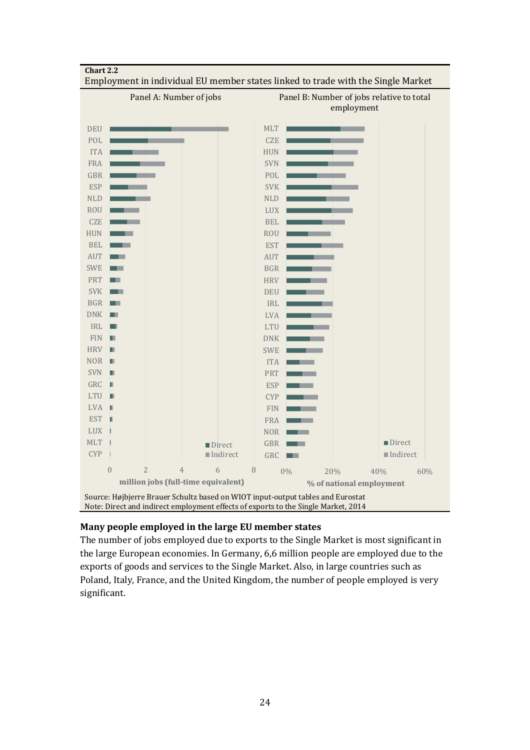**Chart 2.2**
Employment in individual EU member states linked to trade with the Single Market

Panel A: Number of jobs

Panel B: Number of jobs relative to total employment

Source: Højbjerre Brauer Schultz based on WIOT input-output tables and Eurostat
Note: Direct and indirect employment effects of exports to the Single Market, 2014

### Many people employed in the large EU member states

The number of jobs employed due to exports to the Single Market is most significant in the large European economies. In Germany, 6,6 million people are employed due to the exports of goods and services to the Single Market. Also, in large countries such as Poland, Italy, France, and the United Kingdom, the number of people employed is very significant.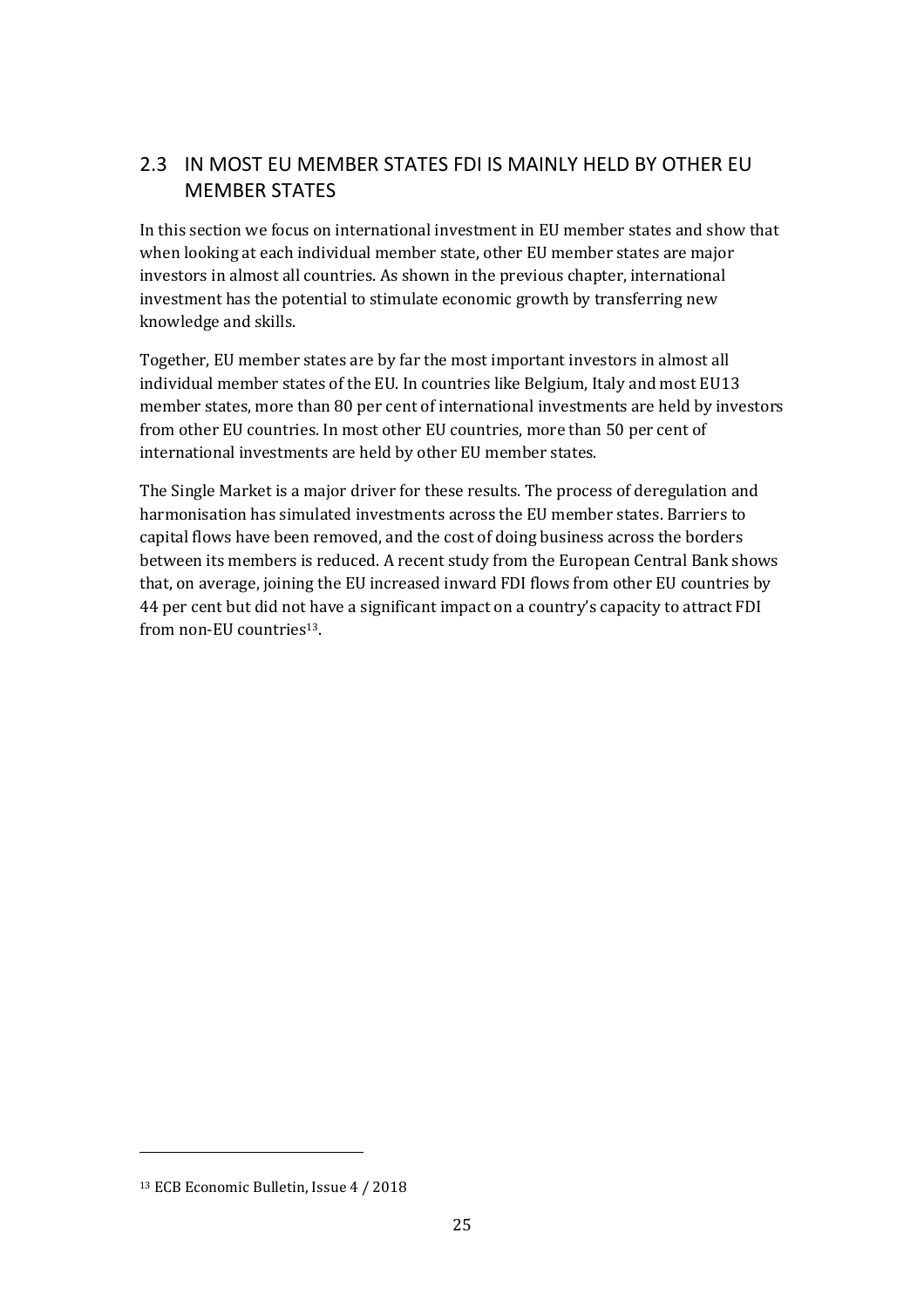## 2.3 IN MOST EU MEMBER STATES FDI IS MAINLY HELD BY OTHER EU MEMBER STATES

In this section we focus on international investment in EU member states and show that when looking at each individual member state, other EU member states are major investors in almost all countries. As shown in the previous chapter, international investment has the potential to stimulate economic growth by transferring new knowledge and skills.

Together, EU member states are by far the most important investors in almost all individual member states of the EU. In countries like Belgium, Italy and most EU13 member states, more than 80 per cent of international investments are held by investors from other EU countries. In most other EU countries, more than 50 per cent of international investments are held by other EU member states.

The Single Market is a major driver for these results. The process of deregulation and harmonisation has simulated investments across the EU member states. Barriers to capital flows have been removed, and the cost of doing business across the borders between its members is reduced. A recent study from the European Central Bank shows that, on average, joining the EU increased inward FDI flows from other EU countries by 44 per cent but did not have a significant impact on a country's capacity to attract FDI from non-EU countries[13].

---

[13] ECB Economic Bulletin, Issue 4 / 2018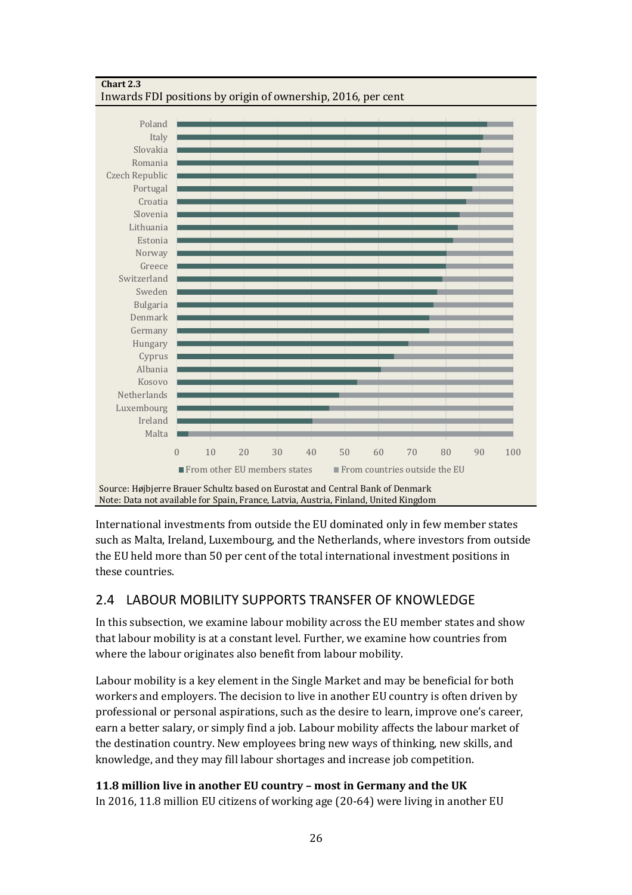**Chart 2.3**
Inwards FDI positions by origin of ownership, 2016, per cent

Source: Højbjerre Brauer Schultz based on Eurostat and Central Bank of Denmark
Note: Data not available for Spain, France, Latvia, Austria, Finland, United Kingdom

International investments from outside the EU dominated only in few member states such as Malta, Ireland, Luxembourg, and the Netherlands, where investors from outside the EU held more than 50 per cent of the total international investment positions in these countries.

## 2.4 LABOUR MOBILITY SUPPORTS TRANSFER OF KNOWLEDGE

In this subsection, we examine labour mobility across the EU member states and show that labour mobility is at a constant level. Further, we examine how countries from where the labour originates also benefit from labour mobility.

Labour mobility is a key element in the Single Market and may be beneficial for both workers and employers. The decision to live in another EU country is often driven by professional or personal aspirations, such as the desire to learn, improve one's career, earn a better salary, or simply find a job. Labour mobility affects the labour market of the destination country. New employees bring new ways of thinking, new skills, and knowledge, and they may fill labour shortages and increase job competition.

**11.8 million live in another EU country – most in Germany and the UK**

In 2016, 11.8 million EU citizens of working age (20-64) were living in another EU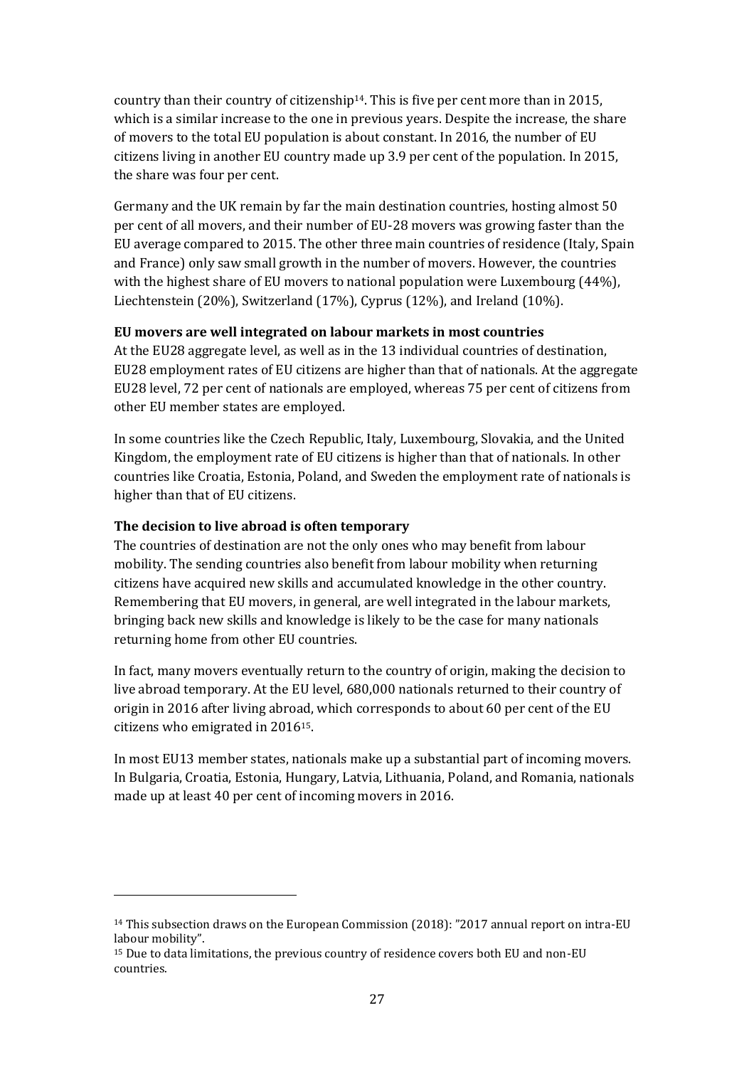country than their country of citizenship[14]. This is five per cent more than in 2015, which is a similar increase to the one in previous years. Despite the increase, the share of movers to the total EU population is about constant. In 2016, the number of EU citizens living in another EU country made up 3.9 per cent of the population. In 2015, the share was four per cent.

Germany and the UK remain by far the main destination countries, hosting almost 50 per cent of all movers, and their number of EU-28 movers was growing faster than the EU average compared to 2015. The other three main countries of residence (Italy, Spain and France) only saw small growth in the number of movers. However, the countries with the highest share of EU movers to national population were Luxembourg (44%), Liechtenstein (20%), Switzerland (17%), Cyprus (12%), and Ireland (10%).

**EU movers are well integrated on labour markets in most countries**

At the EU28 aggregate level, as well as in the 13 individual countries of destination, EU28 employment rates of EU citizens are higher than that of nationals. At the aggregate EU28 level, 72 per cent of nationals are employed, whereas 75 per cent of citizens from other EU member states are employed.

In some countries like the Czech Republic, Italy, Luxembourg, Slovakia, and the United Kingdom, the employment rate of EU citizens is higher than that of nationals. In other countries like Croatia, Estonia, Poland, and Sweden the employment rate of nationals is higher than that of EU citizens.

**The decision to live abroad is often temporary**

The countries of destination are not the only ones who may benefit from labour mobility. The sending countries also benefit from labour mobility when returning citizens have acquired new skills and accumulated knowledge in the other country. Remembering that EU movers, in general, are well integrated in the labour markets, bringing back new skills and knowledge is likely to be the case for many nationals returning home from other EU countries.

In fact, many movers eventually return to the country of origin, making the decision to live abroad temporary. At the EU level, 680,000 nationals returned to their country of origin in 2016 after living abroad, which corresponds to about 60 per cent of the EU citizens who emigrated in 2016[15].

In most EU13 member states, nationals make up a substantial part of incoming movers. In Bulgaria, Croatia, Estonia, Hungary, Latvia, Lithuania, Poland, and Romania, nationals made up at least 40 per cent of incoming movers in 2016.

---

[14] This subsection draws on the European Commission (2018): "2017 annual report on intra-EU labour mobility".

[15] Due to data limitations, the previous country of residence covers both EU and non-EU countries.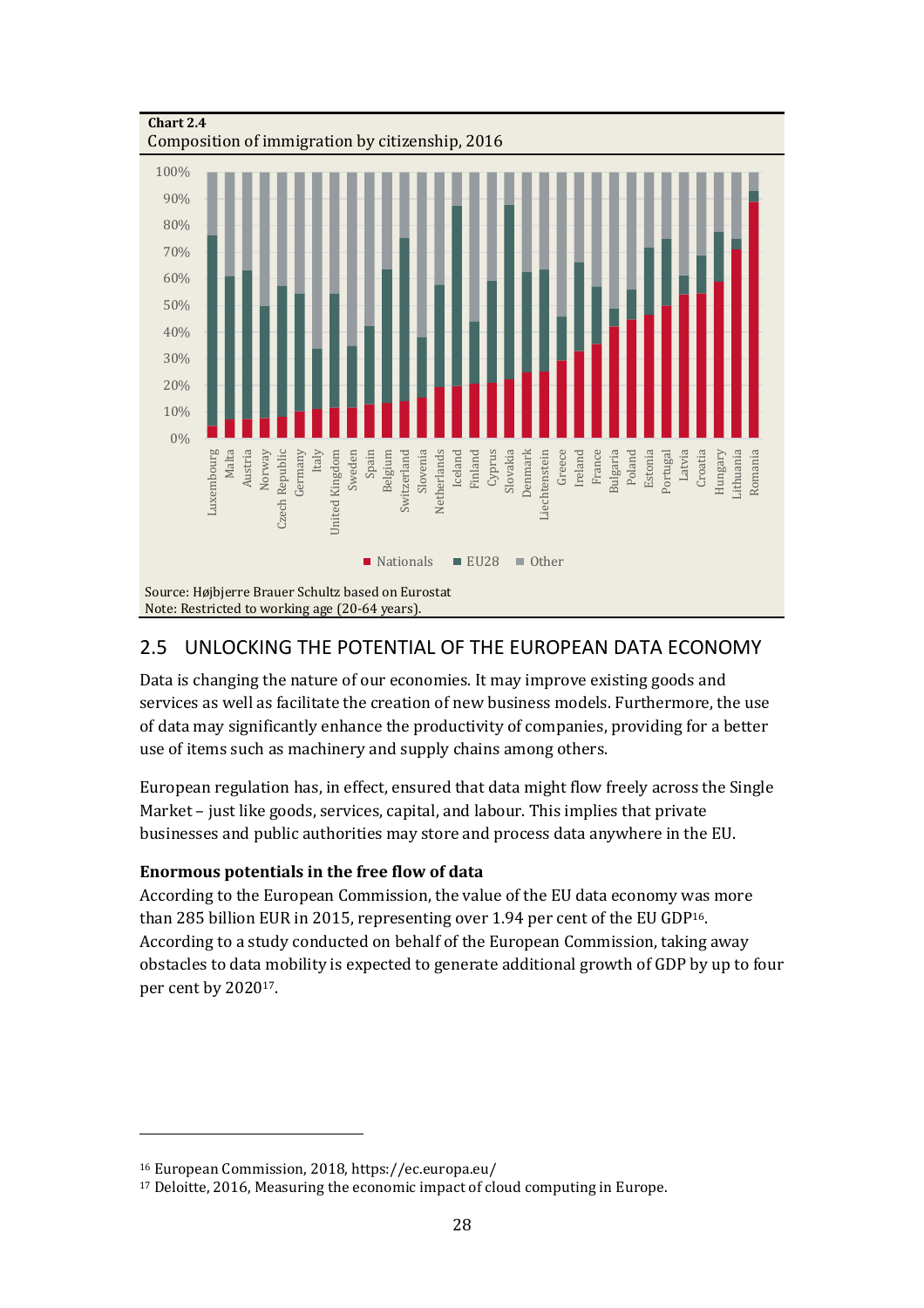**Chart 2.4**
Composition of immigration by citizenship, 2016

Source: Højbjerre Brauer Schultz based on Eurostat
Note: Restricted to working age (20-64 years).

## 2.5 UNLOCKING THE POTENTIAL OF THE EUROPEAN DATA ECONOMY

Data is changing the nature of our economies. It may improve existing goods and services as well as facilitate the creation of new business models. Furthermore, the use of data may significantly enhance the productivity of companies, providing for a better use of items such as machinery and supply chains among others.

European regulation has, in effect, ensured that data might flow freely across the Single Market – just like goods, services, capital, and labour. This implies that private businesses and public authorities may store and process data anywhere in the EU.

**Enormous potentials in the free flow of data**

According to the European Commission, the value of the EU data economy was more than 285 billion EUR in 2015, representing over 1.94 per cent of the EU GDP[16]. According to a study conducted on behalf of the European Commission, taking away obstacles to data mobility is expected to generate additional growth of GDP by up to four per cent by 2020[17].

[16] European Commission, 2018, https://ec.europa.eu/

[17] Deloitte, 2016, Measuring the economic impact of cloud computing in Europe.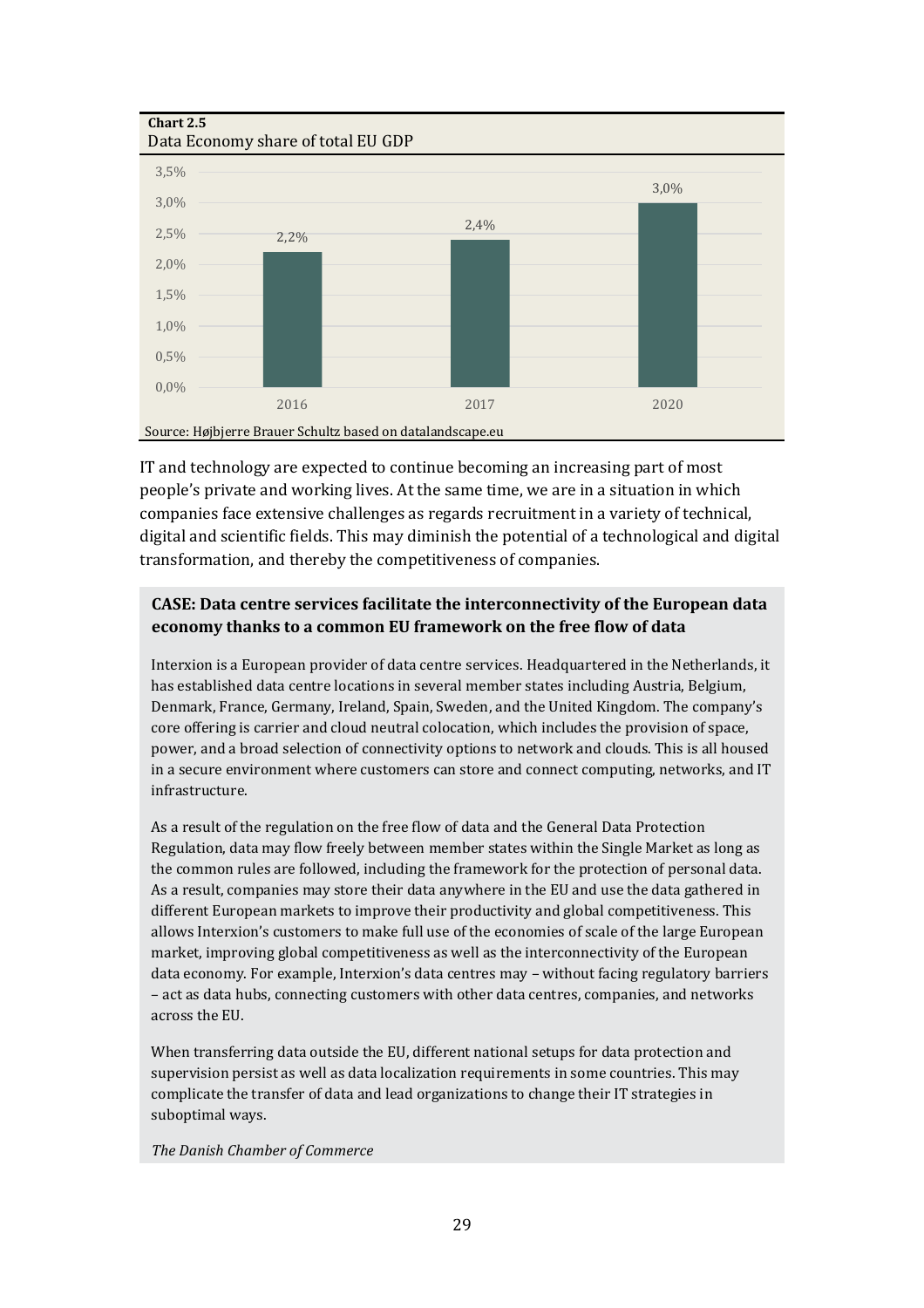**Chart 2.5**
Data Economy share of total EU GDP

| Year | Share |
|---|---|
| 2016 | 2,2% |
| 2017 | 2,4% |
| 2020 | 3,0% |

Source: Højbjerre Brauer Schultz based on datalandscape.eu

IT and technology are expected to continue becoming an increasing part of most people's private and working lives. At the same time, we are in a situation in which companies face extensive challenges as regards recruitment in a variety of technical, digital and scientific fields. This may diminish the potential of a technological and digital transformation, and thereby the competitiveness of companies.

**CASE: Data centre services facilitate the interconnectivity of the European data economy thanks to a common EU framework on the free flow of data**

Interxion is a European provider of data centre services. Headquartered in the Netherlands, it has established data centre locations in several member states including Austria, Belgium, Denmark, France, Germany, Ireland, Spain, Sweden, and the United Kingdom. The company's core offering is carrier and cloud neutral colocation, which includes the provision of space, power, and a broad selection of connectivity options to network and clouds. This is all housed in a secure environment where customers can store and connect computing, networks, and IT infrastructure.

As a result of the regulation on the free flow of data and the General Data Protection Regulation, data may flow freely between member states within the Single Market as long as the common rules are followed, including the framework for the protection of personal data. As a result, companies may store their data anywhere in the EU and use the data gathered in different European markets to improve their productivity and global competitiveness. This allows Interxion's customers to make full use of the economies of scale of the large European market, improving global competitiveness as well as the interconnectivity of the European data economy. For example, Interxion's data centres may – without facing regulatory barriers – act as data hubs, connecting customers with other data centres, companies, and networks across the EU.

When transferring data outside the EU, different national setups for data protection and supervision persist as well as data localization requirements in some countries. This may complicate the transfer of data and lead organizations to change their IT strategies in suboptimal ways.

*The Danish Chamber of Commerce*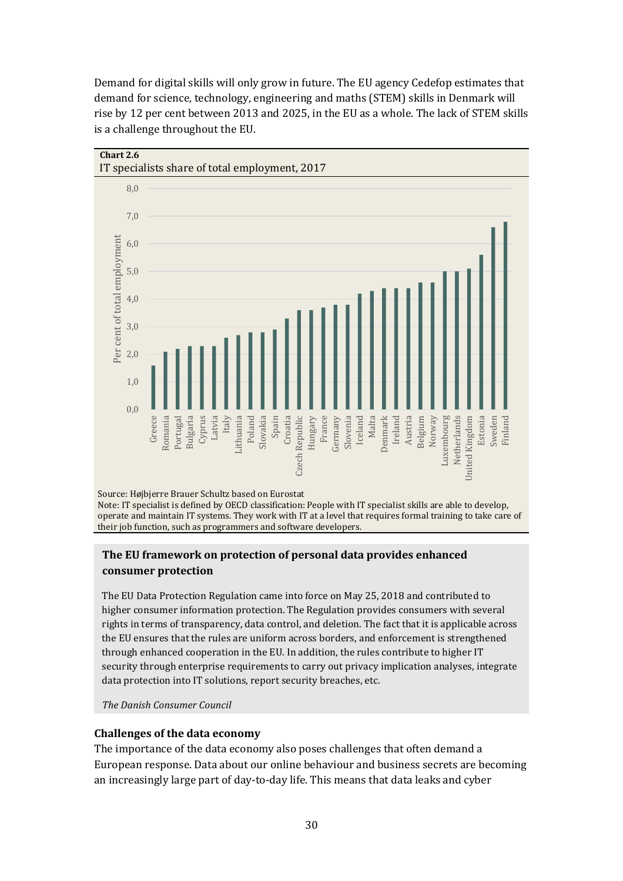Demand for digital skills will only grow in future. The EU agency Cedefop estimates that demand for science, technology, engineering and maths (STEM) skills in Denmark will rise by 12 per cent between 2013 and 2025, in the EU as a whole. The lack of STEM skills is a challenge throughout the EU.

**Chart 2.6**

IT specialists share of total employment, 2017

| Country | Per cent of total employment |
|---|---|
| Greece | 1,6 |
| Romania | 2,1 |
| Portugal | 2,2 |
| Bulgaria | 2,3 |
| Cyprus | 2,3 |
| Latvia | 2,3 |
| Italy | 2,6 |
| Lithuania | 2,7 |
| Poland | 2,8 |
| Slovakia | 2,8 |
| Spain | 2,9 |
| Croatia | 3,3 |
| Czech Republic | 3,6 |
| Hungary | 3,6 |
| France | 3,7 |
| Germany | 3,8 |
| Slovenia | 3,8 |
| Iceland | 4,2 |
| Malta | 4,3 |
| Denmark | 4,4 |
| Ireland | 4,4 |
| Austria | 4,4 |
| Belgium | 4,6 |
| Norway | 4,6 |
| Luxembourg | 5,0 |
| Netherlands | 5,0 |
| United Kingdom | 5,1 |
| Estonia | 5,6 |
| Sweden | 6,6 |
| Finland | 6,8 |

Source: Højbjerre Brauer Schultz based on Eurostat

Note: IT specialist is defined by OECD classification: People with IT specialist skills are able to develop, operate and maintain IT systems. They work with IT at a level that requires formal training to take care of their job function, such as programmers and software developers.

**The EU framework on protection of personal data provides enhanced consumer protection**

The EU Data Protection Regulation came into force on May 25, 2018 and contributed to higher consumer information protection. The Regulation provides consumers with several rights in terms of transparency, data control, and deletion. The fact that it is applicable across the EU ensures that the rules are uniform across borders, and enforcement is strengthened through enhanced cooperation in the EU. In addition, the rules contribute to higher IT security through enterprise requirements to carry out privacy implication analyses, integrate data protection into IT solutions, report security breaches, etc.

*The Danish Consumer Council*

### Challenges of the data economy

The importance of the data economy also poses challenges that often demand a European response. Data about our online behaviour and business secrets are becoming an increasingly large part of day-to-day life. This means that data leaks and cyber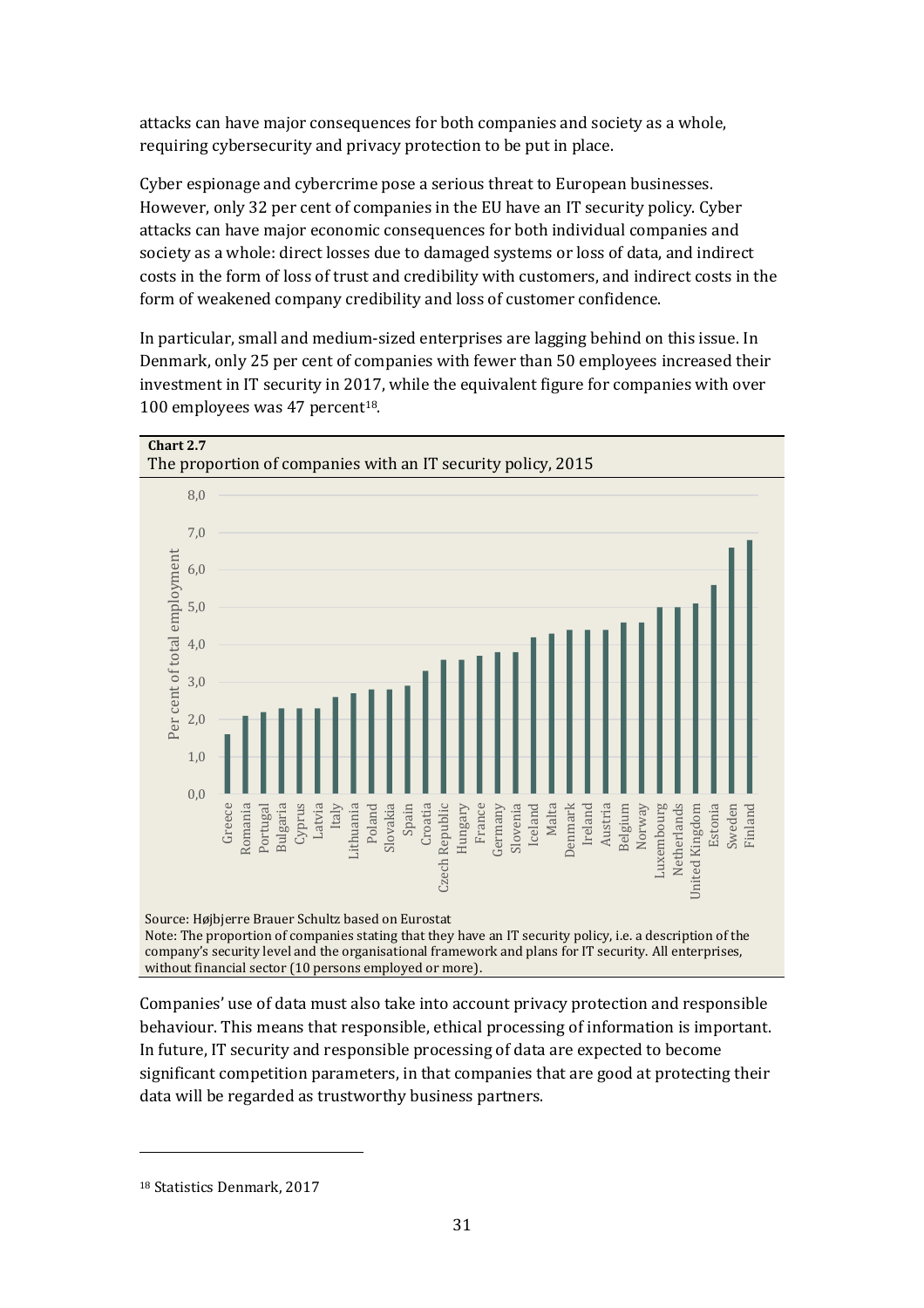attacks can have major consequences for both companies and society as a whole, requiring cybersecurity and privacy protection to be put in place.

Cyber espionage and cybercrime pose a serious threat to European businesses. However, only 32 per cent of companies in the EU have an IT security policy. Cyber attacks can have major economic consequences for both individual companies and society as a whole: direct losses due to damaged systems or loss of data, and indirect costs in the form of loss of trust and credibility with customers, and indirect costs in the form of weakened company credibility and loss of customer confidence.

In particular, small and medium-sized enterprises are lagging behind on this issue. In Denmark, only 25 per cent of companies with fewer than 50 employees increased their investment in IT security in 2017, while the equivalent figure for companies with over 100 employees was 47 percent[18].

**Chart 2.7**
The proportion of companies with an IT security policy, 2015

Source: Højbjerre Brauer Schultz based on Eurostat
Note: The proportion of companies stating that they have an IT security policy, i.e. a description of the company's security level and the organisational framework and plans for IT security. All enterprises, without financial sector (10 persons employed or more).

Companies' use of data must also take into account privacy protection and responsible behaviour. This means that responsible, ethical processing of information is important. In future, IT security and responsible processing of data are expected to become significant competition parameters, in that companies that are good at protecting their data will be regarded as trustworthy business partners.

[18] Statistics Denmark, 2017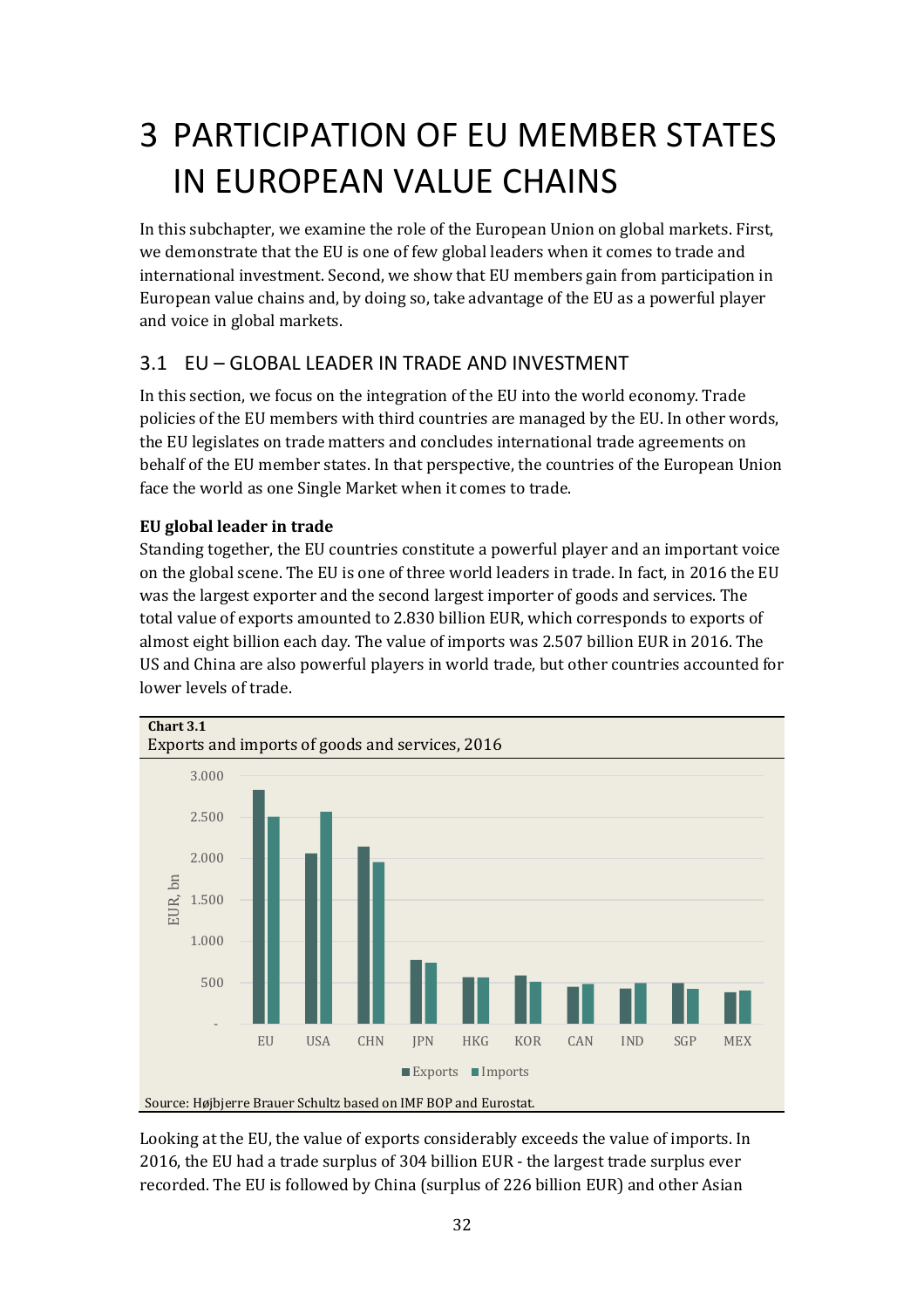# 3 PARTICIPATION OF EU MEMBER STATES IN EUROPEAN VALUE CHAINS

In this subchapter, we examine the role of the European Union on global markets. First, we demonstrate that the EU is one of few global leaders when it comes to trade and international investment. Second, we show that EU members gain from participation in European value chains and, by doing so, take advantage of the EU as a powerful player and voice in global markets.

## 3.1 EU – GLOBAL LEADER IN TRADE AND INVESTMENT

In this section, we focus on the integration of the EU into the world economy. Trade policies of the EU members with third countries are managed by the EU. In other words, the EU legislates on trade matters and concludes international trade agreements on behalf of the EU member states. In that perspective, the countries of the European Union face the world as one Single Market when it comes to trade.

**EU global leader in trade**

Standing together, the EU countries constitute a powerful player and an important voice on the global scene. The EU is one of three world leaders in trade. In fact, in 2016 the EU was the largest exporter and the second largest importer of goods and services. The total value of exports amounted to 2.830 billion EUR, which corresponds to exports of almost eight billion each day. The value of imports was 2.507 billion EUR in 2016. The US and China are also powerful players in world trade, but other countries accounted for lower levels of trade.

**Chart 3.1**
Exports and imports of goods and services, 2016

Source: Højbjerre Brauer Schultz based on IMF BOP and Eurostat.

Looking at the EU, the value of exports considerably exceeds the value of imports. In 2016, the EU had a trade surplus of 304 billion EUR - the largest trade surplus ever recorded. The EU is followed by China (surplus of 226 billion EUR) and other Asian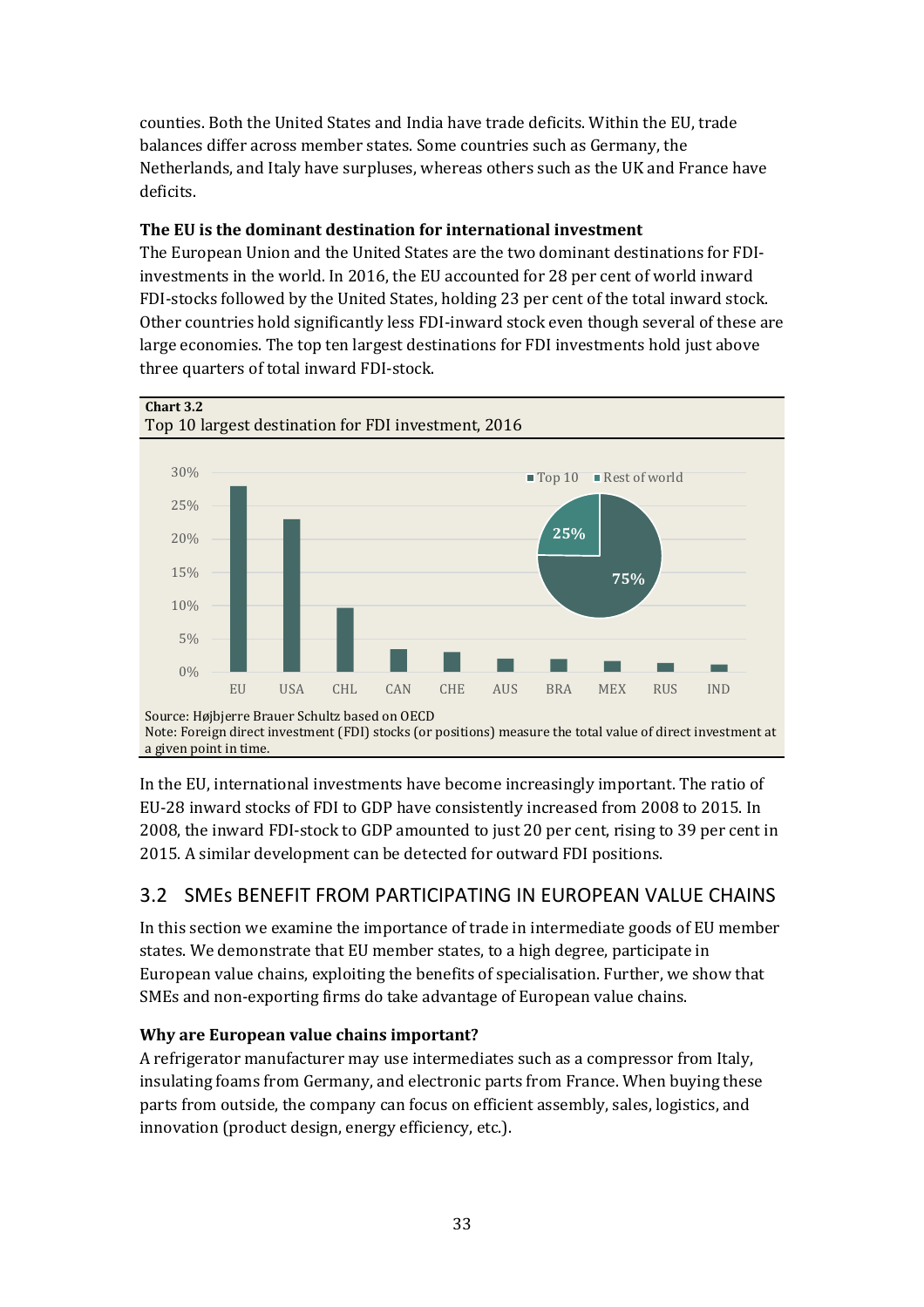counties. Both the United States and India have trade deficits. Within the EU, trade balances differ across member states. Some countries such as Germany, the Netherlands, and Italy have surpluses, whereas others such as the UK and France have deficits.

**The EU is the dominant destination for international investment**

The European Union and the United States are the two dominant destinations for FDI-investments in the world. In 2016, the EU accounted for 28 per cent of world inward FDI-stocks followed by the United States, holding 23 per cent of the total inward stock. Other countries hold significantly less FDI-inward stock even though several of these are large economies. The top ten largest destinations for FDI investments hold just above three quarters of total inward FDI-stock.

**Chart 3.2**
Top 10 largest destination for FDI investment, 2016

Source: Højbjerre Brauer Schultz based on OECD
Note: Foreign direct investment (FDI) stocks (or positions) measure the total value of direct investment at a given point in time.

In the EU, international investments have become increasingly important. The ratio of EU-28 inward stocks of FDI to GDP have consistently increased from 2008 to 2015. In 2008, the inward FDI-stock to GDP amounted to just 20 per cent, rising to 39 per cent in 2015. A similar development can be detected for outward FDI positions.

## 3.2 SMEs BENEFIT FROM PARTICIPATING IN EUROPEAN VALUE CHAINS

In this section we examine the importance of trade in intermediate goods of EU member states. We demonstrate that EU member states, to a high degree, participate in European value chains, exploiting the benefits of specialisation. Further, we show that SMEs and non-exporting firms do take advantage of European value chains.

**Why are European value chains important?**

A refrigerator manufacturer may use intermediates such as a compressor from Italy, insulating foams from Germany, and electronic parts from France. When buying these parts from outside, the company can focus on efficient assembly, sales, logistics, and innovation (product design, energy efficiency, etc.).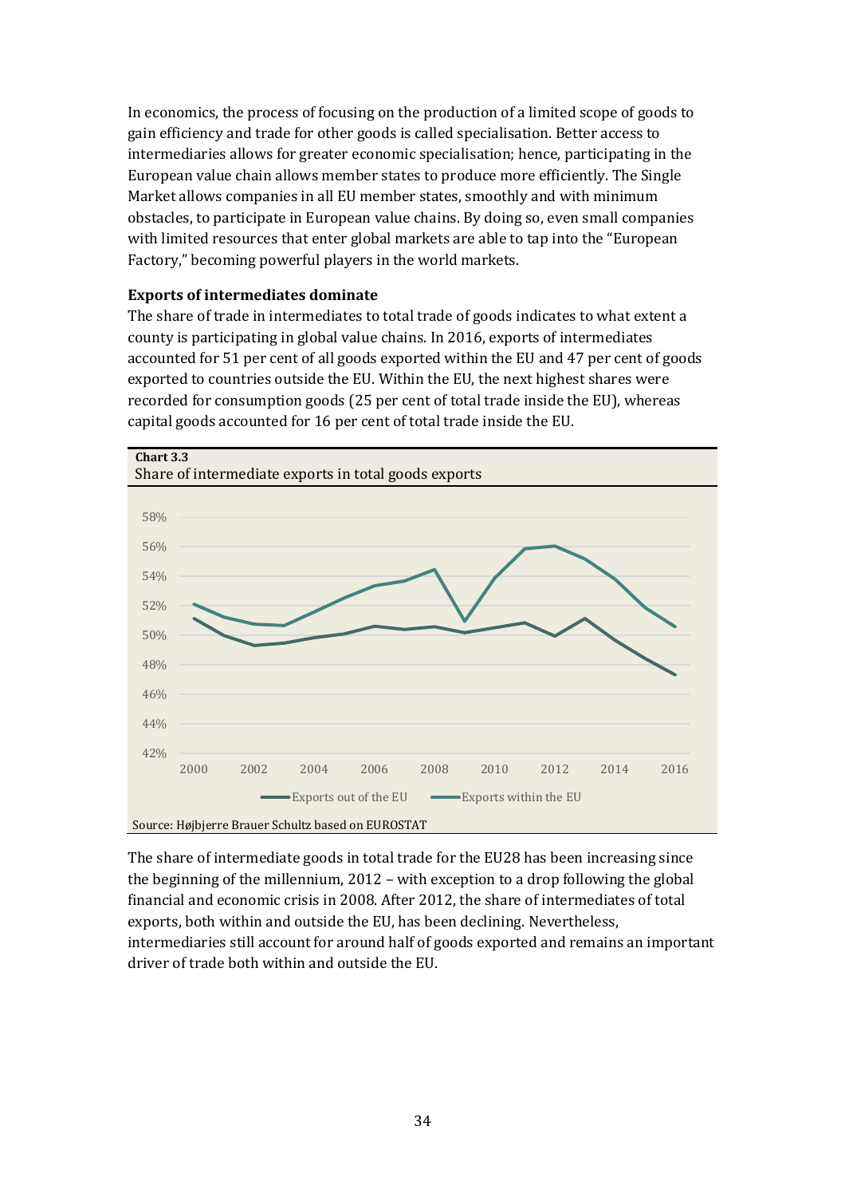In economics, the process of focusing on the production of a limited scope of goods to gain efficiency and trade for other goods is called specialisation. Better access to intermediaries allows for greater economic specialisation; hence, participating in the European value chain allows member states to produce more efficiently. The Single Market allows companies in all EU member states, smoothly and with minimum obstacles, to participate in European value chains. By doing so, even small companies with limited resources that enter global markets are able to tap into the "European Factory," becoming powerful players in the world markets.

**Exports of intermediates dominate**

The share of trade in intermediates to total trade of goods indicates to what extent a county is participating in global value chains. In 2016, exports of intermediates accounted for 51 per cent of all goods exported within the EU and 47 per cent of goods exported to countries outside the EU. Within the EU, the next highest shares were recorded for consumption goods (25 per cent of total trade inside the EU), whereas capital goods accounted for 16 per cent of total trade inside the EU.

**Chart 3.3**

Share of intermediate exports in total goods exports

Source: Højbjerre Brauer Schultz based on EUROSTAT

The share of intermediate goods in total trade for the EU28 has been increasing since the beginning of the millennium, 2012 – with exception to a drop following the global financial and economic crisis in 2008. After 2012, the share of intermediates of total exports, both within and outside the EU, has been declining. Nevertheless, intermediaries still account for around half of goods exported and remains an important driver of trade both within and outside the EU.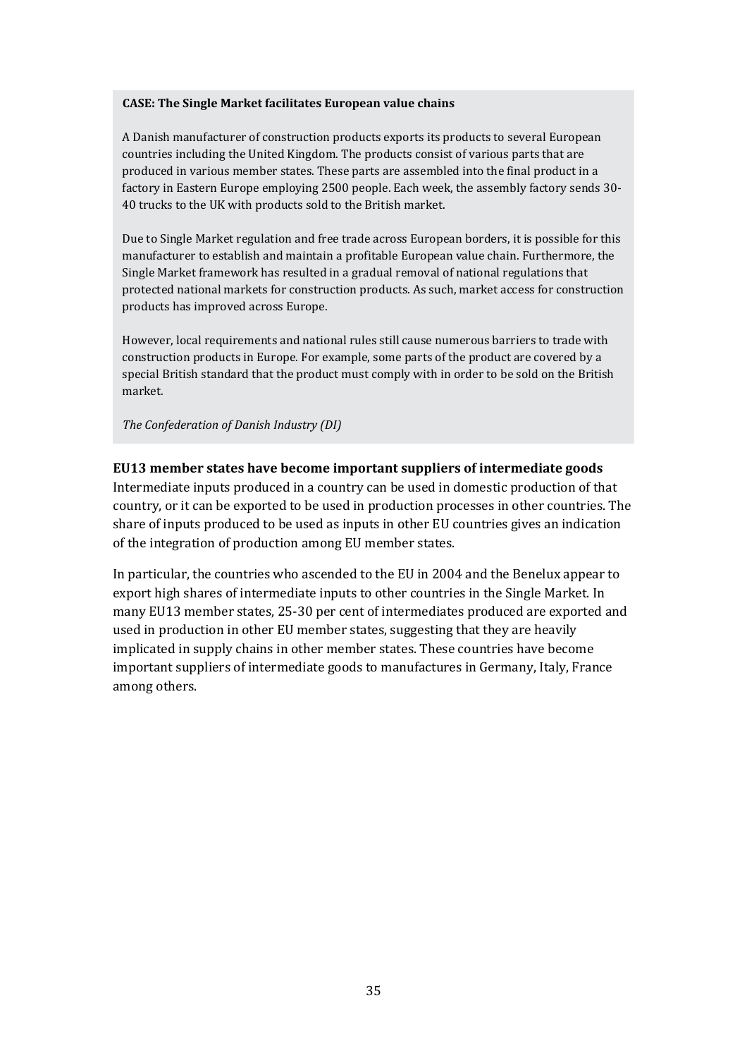**CASE: The Single Market facilitates European value chains**

A Danish manufacturer of construction products exports its products to several European countries including the United Kingdom. The products consist of various parts that are produced in various member states. These parts are assembled into the final product in a factory in Eastern Europe employing 2500 people. Each week, the assembly factory sends 30-40 trucks to the UK with products sold to the British market.

Due to Single Market regulation and free trade across European borders, it is possible for this manufacturer to establish and maintain a profitable European value chain. Furthermore, the Single Market framework has resulted in a gradual removal of national regulations that protected national markets for construction products. As such, market access for construction products has improved across Europe.

However, local requirements and national rules still cause numerous barriers to trade with construction products in Europe. For example, some parts of the product are covered by a special British standard that the product must comply with in order to be sold on the British market.

*The Confederation of Danish Industry (DI)*

**EU13 member states have become important suppliers of intermediate goods**

Intermediate inputs produced in a country can be used in domestic production of that country, or it can be exported to be used in production processes in other countries. The share of inputs produced to be used as inputs in other EU countries gives an indication of the integration of production among EU member states.

In particular, the countries who ascended to the EU in 2004 and the Benelux appear to export high shares of intermediate inputs to other countries in the Single Market. In many EU13 member states, 25-30 per cent of intermediates produced are exported and used in production in other EU member states, suggesting that they are heavily implicated in supply chains in other member states. These countries have become important suppliers of intermediate goods to manufactures in Germany, Italy, France among others.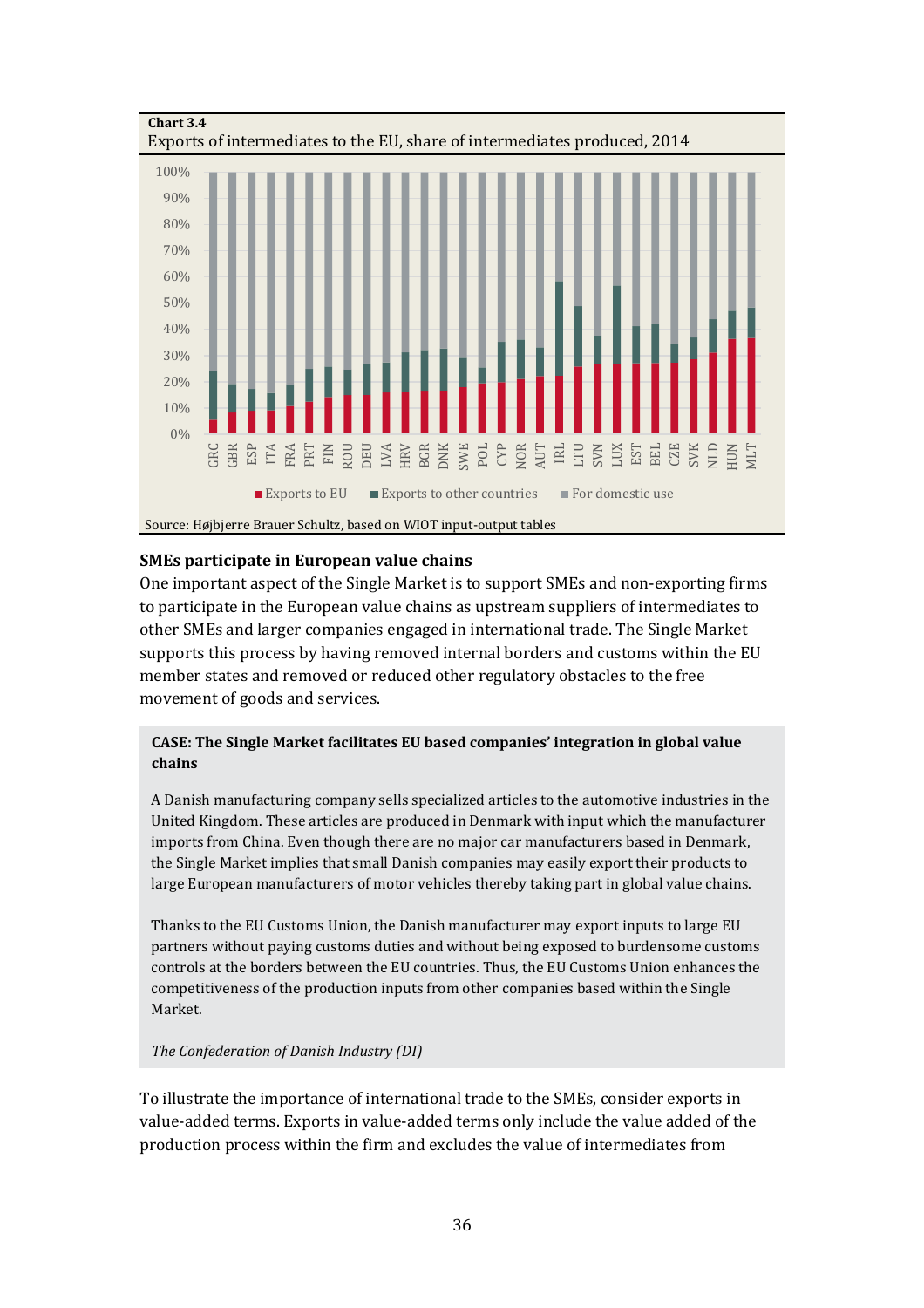**Chart 3.4**
Exports of intermediates to the EU, share of intermediates produced, 2014

Source: Højbjerre Brauer Schultz, based on WIOT input-output tables

**SMEs participate in European value chains**

One important aspect of the Single Market is to support SMEs and non-exporting firms to participate in the European value chains as upstream suppliers of intermediates to other SMEs and larger companies engaged in international trade. The Single Market supports this process by having removed internal borders and customs within the EU member states and removed or reduced other regulatory obstacles to the free movement of goods and services.

**CASE: The Single Market facilitates EU based companies' integration in global value chains**

A Danish manufacturing company sells specialized articles to the automotive industries in the United Kingdom. These articles are produced in Denmark with input which the manufacturer imports from China. Even though there are no major car manufacturers based in Denmark, the Single Market implies that small Danish companies may easily export their products to large European manufacturers of motor vehicles thereby taking part in global value chains.

Thanks to the EU Customs Union, the Danish manufacturer may export inputs to large EU partners without paying customs duties and without being exposed to burdensome customs controls at the borders between the EU countries. Thus, the EU Customs Union enhances the competitiveness of the production inputs from other companies based within the Single Market.

*The Confederation of Danish Industry (DI)*

To illustrate the importance of international trade to the SMEs, consider exports in value-added terms. Exports in value-added terms only include the value added of the production process within the firm and excludes the value of intermediates from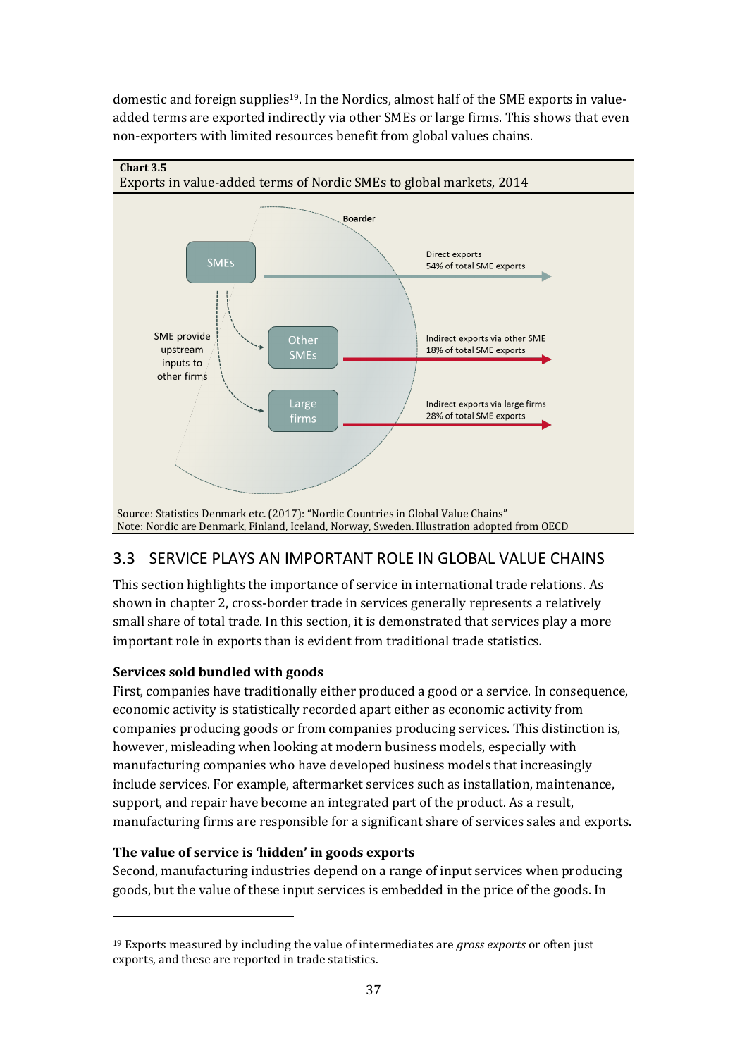domestic and foreign supplies[19]. In the Nordics, almost half of the SME exports in value-added terms are exported indirectly via other SMEs or large firms. This shows that even non-exporters with limited resources benefit from global values chains.

**Chart 3.5**
Exports in value-added terms of Nordic SMEs to global markets, 2014

Boarder

SMEs — Direct exports: 54% of total SME exports

SME provide upstream inputs to other firms

Other SMEs — Indirect exports via other SME: 18% of total SME exports

Large firms — Indirect exports via large firms: 28% of total SME exports

Source: Statistics Denmark etc. (2017): "Nordic Countries in Global Value Chains"
Note: Nordic are Denmark, Finland, Iceland, Norway, Sweden. Illustration adopted from OECD

## 3.3 SERVICE PLAYS AN IMPORTANT ROLE IN GLOBAL VALUE CHAINS

This section highlights the importance of service in international trade relations. As shown in chapter 2, cross-border trade in services generally represents a relatively small share of total trade. In this section, it is demonstrated that services play a more important role in exports than is evident from traditional trade statistics.

**Services sold bundled with goods**
First, companies have traditionally either produced a good or a service. In consequence, economic activity is statistically recorded apart either as economic activity from companies producing goods or from companies producing services. This distinction is, however, misleading when looking at modern business models, especially with manufacturing companies who have developed business models that increasingly include services. For example, aftermarket services such as installation, maintenance, support, and repair have become an integrated part of the product. As a result, manufacturing firms are responsible for a significant share of services sales and exports.

**The value of service is 'hidden' in goods exports**
Second, manufacturing industries depend on a range of input services when producing goods, but the value of these input services is embedded in the price of the goods. In

---

[19] Exports measured by including the value of intermediates are *gross exports* or often just exports, and these are reported in trade statistics.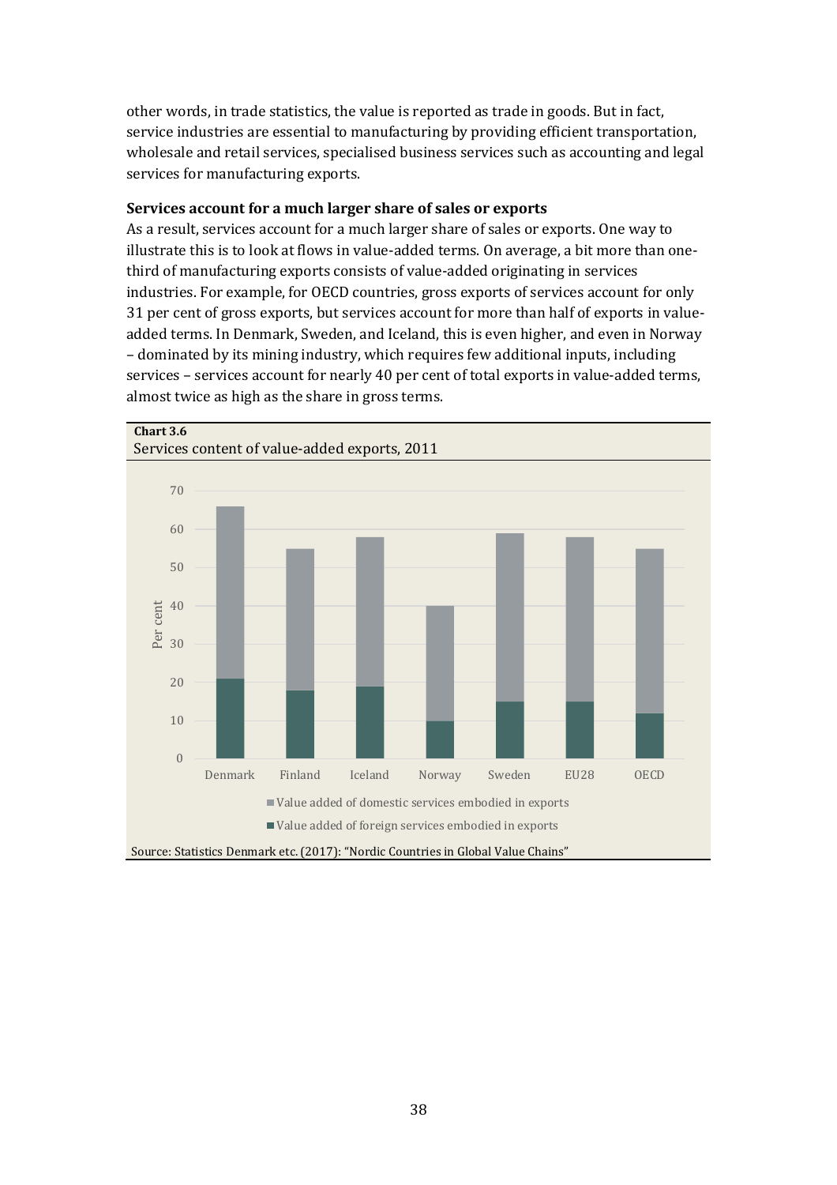other words, in trade statistics, the value is reported as trade in goods. But in fact, service industries are essential to manufacturing by providing efficient transportation, wholesale and retail services, specialised business services such as accounting and legal services for manufacturing exports.

### Services account for a much larger share of sales or exports

As a result, services account for a much larger share of sales or exports. One way to illustrate this is to look at flows in value-added terms. On average, a bit more than one-third of manufacturing exports consists of value-added originating in services industries. For example, for OECD countries, gross exports of services account for only 31 per cent of gross exports, but services account for more than half of exports in value-added terms. In Denmark, Sweden, and Iceland, this is even higher, and even in Norway – dominated by its mining industry, which requires few additional inputs, including services – services account for nearly 40 per cent of total exports in value-added terms, almost twice as high as the share in gross terms.

**Chart 3.6**
Services content of value-added exports, 2011

Source: Statistics Denmark etc. (2017): "Nordic Countries in Global Value Chains"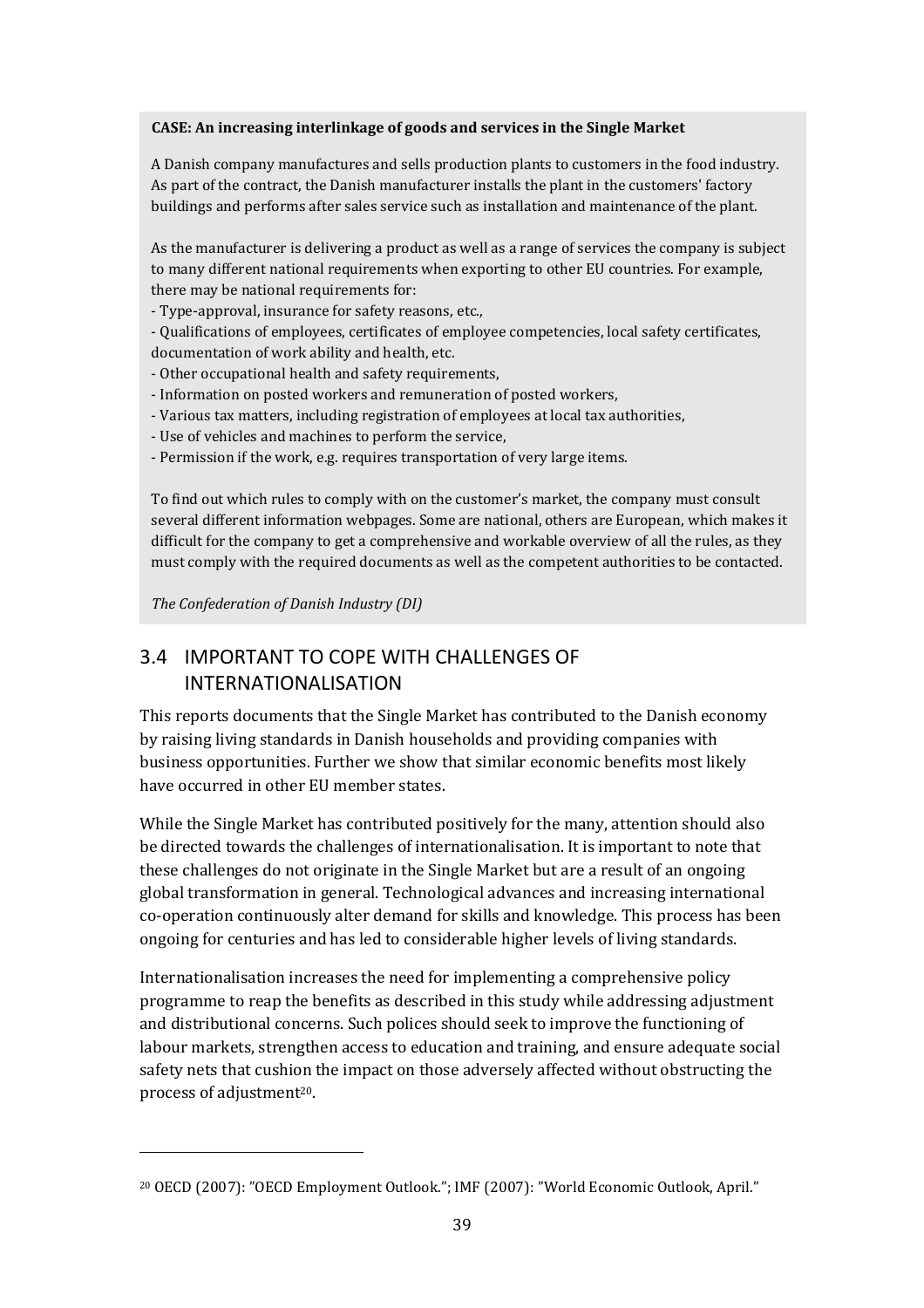**CASE: An increasing interlinkage of goods and services in the Single Market**

A Danish company manufactures and sells production plants to customers in the food industry. As part of the contract, the Danish manufacturer installs the plant in the customers' factory buildings and performs after sales service such as installation and maintenance of the plant.

As the manufacturer is delivering a product as well as a range of services the company is subject to many different national requirements when exporting to other EU countries. For example, there may be national requirements for:

- Type-approval, insurance for safety reasons, etc.,
- Qualifications of employees, certificates of employee competencies, local safety certificates, documentation of work ability and health, etc.
- Other occupational health and safety requirements,
- Information on posted workers and remuneration of posted workers,
- Various tax matters, including registration of employees at local tax authorities,
- Use of vehicles and machines to perform the service,
- Permission if the work, e.g. requires transportation of very large items.

To find out which rules to comply with on the customer's market, the company must consult several different information webpages. Some are national, others are European, which makes it difficult for the company to get a comprehensive and workable overview of all the rules, as they must comply with the required documents as well as the competent authorities to be contacted.

*The Confederation of Danish Industry (DI)*

## 3.4 IMPORTANT TO COPE WITH CHALLENGES OF INTERNATIONALISATION

This reports documents that the Single Market has contributed to the Danish economy by raising living standards in Danish households and providing companies with business opportunities. Further we show that similar economic benefits most likely have occurred in other EU member states.

While the Single Market has contributed positively for the many, attention should also be directed towards the challenges of internationalisation. It is important to note that these challenges do not originate in the Single Market but are a result of an ongoing global transformation in general. Technological advances and increasing international co-operation continuously alter demand for skills and knowledge. This process has been ongoing for centuries and has led to considerable higher levels of living standards.

Internationalisation increases the need for implementing a comprehensive policy programme to reap the benefits as described in this study while addressing adjustment and distributional concerns. Such polices should seek to improve the functioning of labour markets, strengthen access to education and training, and ensure adequate social safety nets that cushion the impact on those adversely affected without obstructing the process of adjustment[20].

---

[20] OECD (2007): "OECD Employment Outlook."; IMF (2007): "World Economic Outlook, April."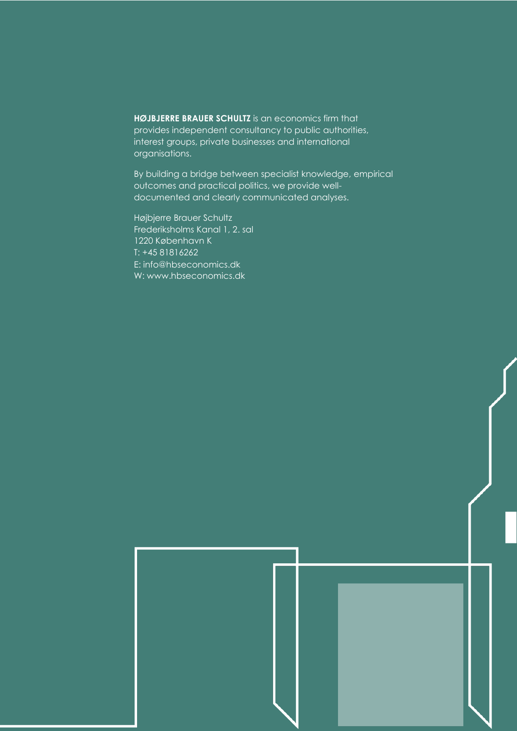**HØJBJERRE BRAUER SCHULTZ** is an economics firm that provides independent consultancy to public authorities, interest groups, private businesses and international organisations.

By building a bridge between specialist knowledge, empirical outcomes and practical politics, we provide well-documented and clearly communicated analyses.

Højbjerre Brauer Schultz
Frederiksholms Kanal 1, 2. sal
1220 København K
T: +45 81816262
E: info@hbseconomics.dk
W: www.hbseconomics.dk